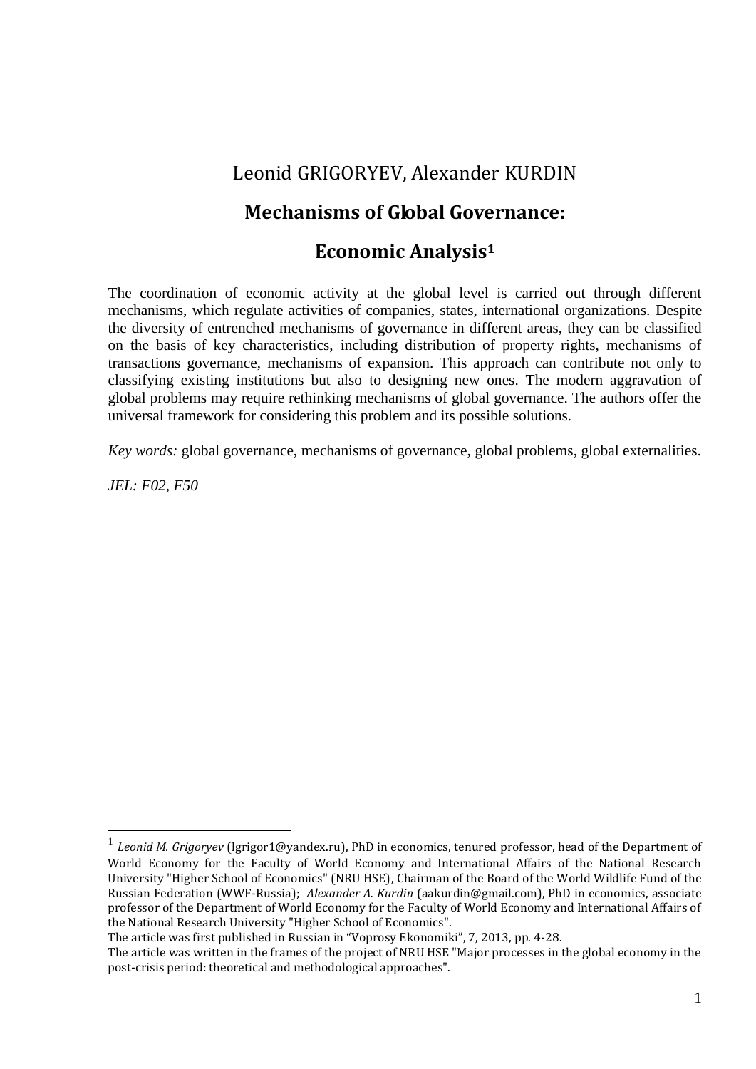Leonid GRIGORYEV, Alexander KURDIN

# Mechanisms of Global Governance: Economic Analysis[1]

The coordination of economic activity at the global level is carried out through different mechanisms, which regulate activities of companies, states, international organizations. Despite the diversity of entrenched mechanisms of governance in different areas, they can be classified on the basis of key characteristics, including distribution of property rights, mechanisms of transactions governance, mechanisms of expansion. This approach can contribute not only to classifying existing institutions but also to designing new ones. The modern aggravation of global problems may require rethinking mechanisms of global governance. The authors offer the universal framework for considering this problem and its possible solutions.

*Key words:* global governance, mechanisms of governance, global problems, global externalities.

*JEL: F02, F50*

---

[1] *Leonid M. Grigoryev* (lgrigor1@yandex.ru), PhD in economics, tenured professor, head of the Department of World Economy for the Faculty of World Economy and International Affairs of the National Research University "Higher School of Economics" (NRU HSE), Chairman of the Board of the World Wildlife Fund of the Russian Federation (WWF-Russia); *Alexander A. Kurdin* (aakurdin@gmail.com), PhD in economics, associate professor of the Department of World Economy for the Faculty of World Economy and International Affairs of the National Research University "Higher School of Economics".

The article was first published in Russian in "Voprosy Ekonomiki", 7, 2013, pp. 4-28.

The article was written in the frames of the project of NRU HSE "Major processes in the global economy in the post-crisis period: theoretical and methodological approaches".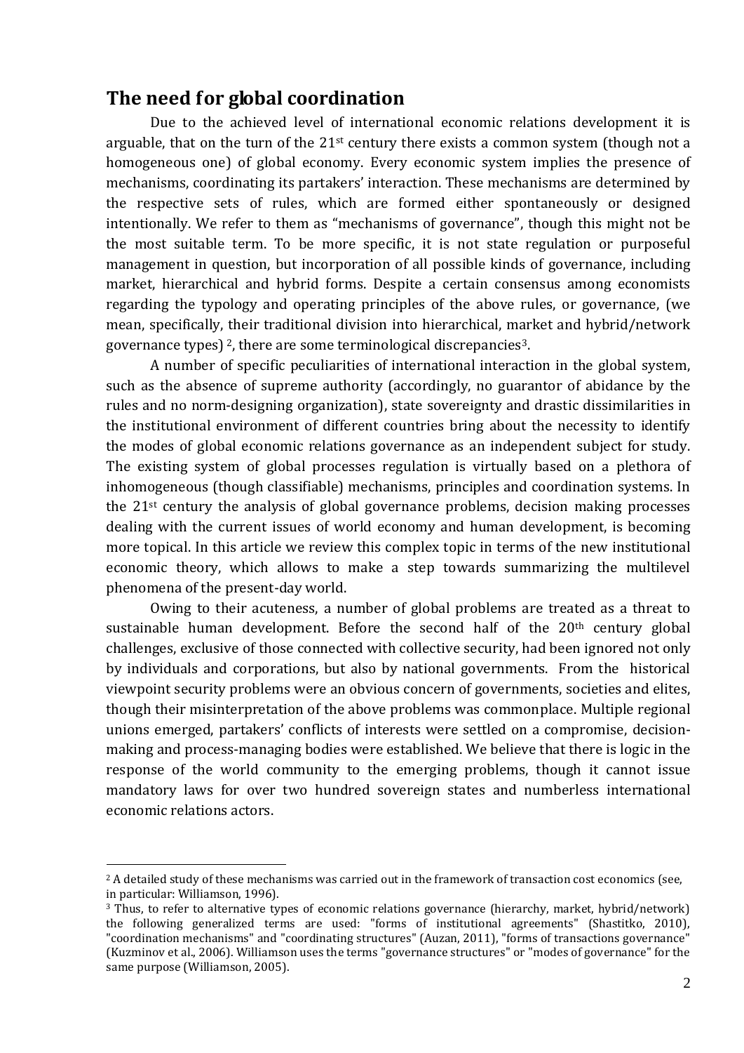## The need for global coordination

Due to the achieved level of international economic relations development it is arguable, that on the turn of the 21st century there exists a common system (though not a homogeneous one) of global economy. Every economic system implies the presence of mechanisms, coordinating its partakers' interaction. These mechanisms are determined by the respective sets of rules, which are formed either spontaneously or designed intentionally. We refer to them as "mechanisms of governance", though this might not be the most suitable term. To be more specific, it is not state regulation or purposeful management in question, but incorporation of all possible kinds of governance, including market, hierarchical and hybrid forms. Despite a certain consensus among economists regarding the typology and operating principles of the above rules, or governance, (we mean, specifically, their traditional division into hierarchical, market and hybrid/network governance types) [2], there are some terminological discrepancies[3].

A number of specific peculiarities of international interaction in the global system, such as the absence of supreme authority (accordingly, no guarantor of abidance by the rules and no norm-designing organization), state sovereignty and drastic dissimilarities in the institutional environment of different countries bring about the necessity to identify the modes of global economic relations governance as an independent subject for study. The existing system of global processes regulation is virtually based on a plethora of inhomogeneous (though classifiable) mechanisms, principles and coordination systems. In the 21st century the analysis of global governance problems, decision making processes dealing with the current issues of world economy and human development, is becoming more topical. In this article we review this complex topic in terms of the new institutional economic theory, which allows to make a step towards summarizing the multilevel phenomena of the present-day world.

Owing to their acuteness, a number of global problems are treated as a threat to sustainable human development. Before the second half of the 20th century global challenges, exclusive of those connected with collective security, had been ignored not only by individuals and corporations, but also by national governments. From the historical viewpoint security problems were an obvious concern of governments, societies and elites, though their misinterpretation of the above problems was commonplace. Multiple regional unions emerged, partakers' conflicts of interests were settled on a compromise, decision-making and process-managing bodies were established. We believe that there is logic in the response of the world community to the emerging problems, though it cannot issue mandatory laws for over two hundred sovereign states and numberless international economic relations actors.

---

[2] A detailed study of these mechanisms was carried out in the framework of transaction cost economics (see, in particular: Williamson, 1996).

[3] Thus, to refer to alternative types of economic relations governance (hierarchy, market, hybrid/network) the following generalized terms are used: "forms of institutional agreements" (Shastitko, 2010), "coordination mechanisms" and "coordinating structures" (Auzan, 2011), "forms of transactions governance" (Kuzminov et al., 2006). Williamson uses the terms "governance structures" or "modes of governance" for the same purpose (Williamson, 2005).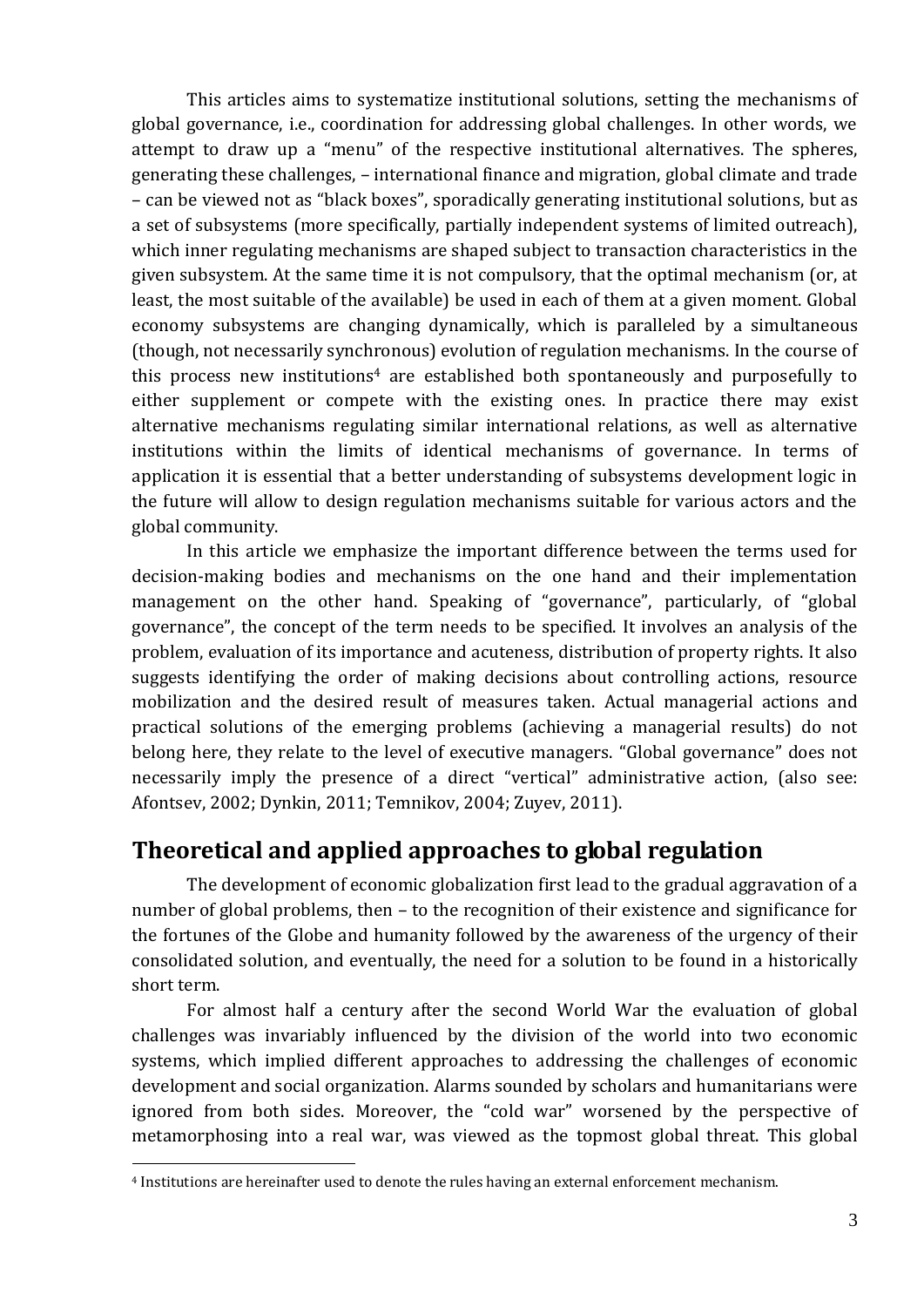This articles aims to systematize institutional solutions, setting the mechanisms of global governance, i.e., coordination for addressing global challenges. In other words, we attempt to draw up a "menu" of the respective institutional alternatives. The spheres, generating these challenges, – international finance and migration, global climate and trade – can be viewed not as "black boxes", sporadically generating institutional solutions, but as a set of subsystems (more specifically, partially independent systems of limited outreach), which inner regulating mechanisms are shaped subject to transaction characteristics in the given subsystem. At the same time it is not compulsory, that the optimal mechanism (or, at least, the most suitable of the available) be used in each of them at a given moment. Global economy subsystems are changing dynamically, which is paralleled by a simultaneous (though, not necessarily synchronous) evolution of regulation mechanisms. In the course of this process new institutions[4] are established both spontaneously and purposefully to either supplement or compete with the existing ones. In practice there may exist alternative mechanisms regulating similar international relations, as well as alternative institutions within the limits of identical mechanisms of governance. In terms of application it is essential that a better understanding of subsystems development logic in the future will allow to design regulation mechanisms suitable for various actors and the global community.

In this article we emphasize the important difference between the terms used for decision-making bodies and mechanisms on the one hand and their implementation management on the other hand. Speaking of "governance", particularly, of "global governance", the concept of the term needs to be specified. It involves an analysis of the problem, evaluation of its importance and acuteness, distribution of property rights. It also suggests identifying the order of making decisions about controlling actions, resource mobilization and the desired result of measures taken. Actual managerial actions and practical solutions of the emerging problems (achieving a managerial results) do not belong here, they relate to the level of executive managers. "Global governance" does not necessarily imply the presence of a direct "vertical" administrative action, (also see: Afontsev, 2002; Dynkin, 2011; Temnikov, 2004; Zuyev, 2011).

## Theoretical and applied approaches to global regulation

The development of economic globalization first lead to the gradual aggravation of a number of global problems, then – to the recognition of their existence and significance for the fortunes of the Globe and humanity followed by the awareness of the urgency of their consolidated solution, and eventually, the need for a solution to be found in a historically short term.

For almost half a century after the second World War the evaluation of global challenges was invariably influenced by the division of the world into two economic systems, which implied different approaches to addressing the challenges of economic development and social organization. Alarms sounded by scholars and humanitarians were ignored from both sides. Moreover, the "cold war" worsened by the perspective of metamorphosing into a real war, was viewed as the topmost global threat. This global

[4] Institutions are hereinafter used to denote the rules having an external enforcement mechanism.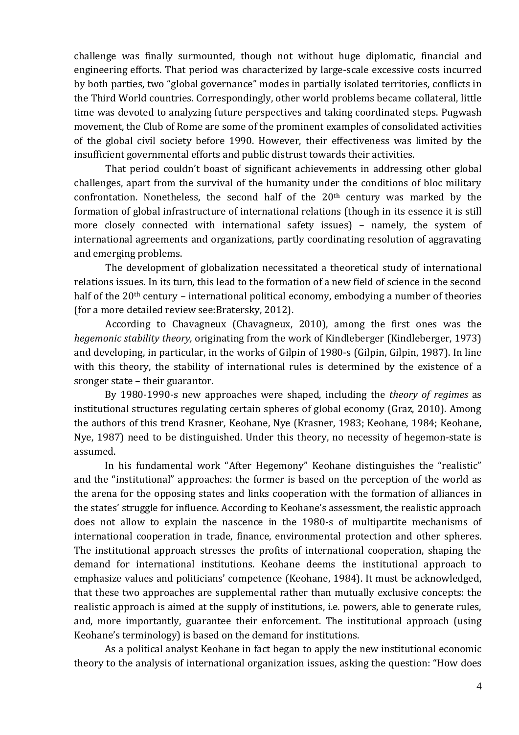challenge was finally surmounted, though not without huge diplomatic, financial and engineering efforts. That period was characterized by large-scale excessive costs incurred by both parties, two "global governance" modes in partially isolated territories, conflicts in the Third World countries. Correspondingly, other world problems became collateral, little time was devoted to analyzing future perspectives and taking coordinated steps. Pugwash movement, the Club of Rome are some of the prominent examples of consolidated activities of the global civil society before 1990. However, their effectiveness was limited by the insufficient governmental efforts and public distrust towards their activities.

That period couldn't boast of significant achievements in addressing other global challenges, apart from the survival of the humanity under the conditions of bloc military confrontation. Nonetheless, the second half of the 20th century was marked by the formation of global infrastructure of international relations (though in its essence it is still more closely connected with international safety issues) – namely, the system of international agreements and organizations, partly coordinating resolution of aggravating and emerging problems.

The development of globalization necessitated a theoretical study of international relations issues. In its turn, this lead to the formation of a new field of science in the second half of the 20th century – international political economy, embodying a number of theories (for a more detailed review see:Bratersky, 2012).

According to Chavagneux (Chavagneux, 2010), among the first ones was the *hegemonic stability theory,* originating from the work of Kindleberger (Kindleberger, 1973) and developing, in particular, in the works of Gilpin of 1980-s (Gilpin, Gilpin, 1987). In line with this theory, the stability of international rules is determined by the existence of a sronger state – their guarantor.

By 1980-1990-s new approaches were shaped, including the *theory of regimes* as institutional structures regulating certain spheres of global economy (Graz, 2010). Among the authors of this trend Krasner, Keohane, Nye (Krasner, 1983; Keohane, 1984; Keohane, Nye, 1987) need to be distinguished. Under this theory, no necessity of hegemon-state is assumed.

In his fundamental work "After Hegemony" Keohane distinguishes the "realistic" and the "institutional" approaches: the former is based on the perception of the world as the arena for the opposing states and links cooperation with the formation of alliances in the states' struggle for influence. According to Keohane's assessment, the realistic approach does not allow to explain the nascence in the 1980-s of multipartite mechanisms of international cooperation in trade, finance, environmental protection and other spheres. The institutional approach stresses the profits of international cooperation, shaping the demand for international institutions. Keohane deems the institutional approach to emphasize values and politicians' competence (Keohane, 1984). It must be acknowledged, that these two approaches are supplemental rather than mutually exclusive concepts: the realistic approach is aimed at the supply of institutions, i.e. powers, able to generate rules, and, more importantly, guarantee their enforcement. The institutional approach (using Keohane's terminology) is based on the demand for institutions.

As a political analyst Keohane in fact began to apply the new institutional economic theory to the analysis of international organization issues, asking the question: "How does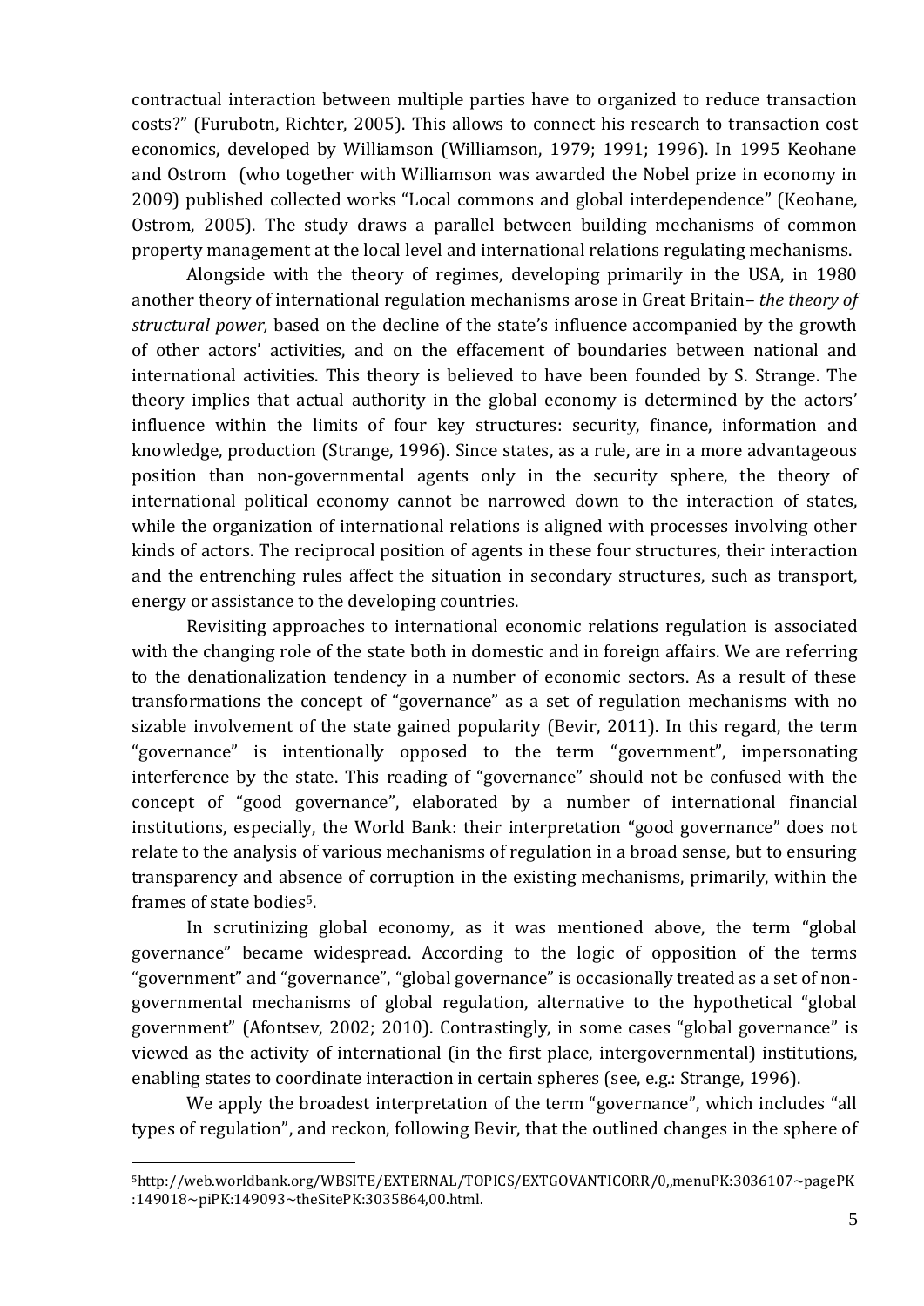contractual interaction between multiple parties have to organized to reduce transaction costs?" (Furubotn, Richter, 2005). This allows to connect his research to transaction cost economics, developed by Williamson (Williamson, 1979; 1991; 1996). In 1995 Keohane and Ostrom (who together with Williamson was awarded the Nobel prize in economy in 2009) published collected works "Local commons and global interdependence" (Keohane, Ostrom, 2005). The study draws a parallel between building mechanisms of common property management at the local level and international relations regulating mechanisms.

Alongside with the theory of regimes, developing primarily in the USA, in 1980 another theory of international regulation mechanisms arose in Great Britain– *the theory of structural power,* based on the decline of the state's influence accompanied by the growth of other actors' activities, and on the effacement of boundaries between national and international activities. This theory is believed to have been founded by S. Strange. The theory implies that actual authority in the global economy is determined by the actors' influence within the limits of four key structures: security, finance, information and knowledge, production (Strange, 1996). Since states, as a rule, are in a more advantageous position than non-governmental agents only in the security sphere, the theory of international political economy cannot be narrowed down to the interaction of states, while the organization of international relations is aligned with processes involving other kinds of actors. The reciprocal position of agents in these four structures, their interaction and the entrenching rules affect the situation in secondary structures, such as transport, energy or assistance to the developing countries.

Revisiting approaches to international economic relations regulation is associated with the changing role of the state both in domestic and in foreign affairs. We are referring to the denationalization tendency in a number of economic sectors. As a result of these transformations the concept of "governance" as a set of regulation mechanisms with no sizable involvement of the state gained popularity (Bevir, 2011). In this regard, the term "governance" is intentionally opposed to the term "government", impersonating interference by the state. This reading of "governance" should not be confused with the concept of "good governance", elaborated by a number of international financial institutions, especially, the World Bank: their interpretation "good governance" does not relate to the analysis of various mechanisms of regulation in a broad sense, but to ensuring transparency and absence of corruption in the existing mechanisms, primarily, within the frames of state bodies[5].

In scrutinizing global economy, as it was mentioned above, the term "global governance" became widespread. According to the logic of opposition of the terms "government" and "governance", "global governance" is occasionally treated as a set of non-governmental mechanisms of global regulation, alternative to the hypothetical "global government" (Afontsev, 2002; 2010). Contrastingly, in some cases "global governance" is viewed as the activity of international (in the first place, intergovernmental) institutions, enabling states to coordinate interaction in certain spheres (see, e.g.: Strange, 1996).

We apply the broadest interpretation of the term "governance", which includes "all types of regulation", and reckon, following Bevir, that the outlined changes in the sphere of

[5] http://web.worldbank.org/WBSITE/EXTERNAL/TOPICS/EXTGOVANTICORR/0,,menuPK:3036107~pagePK:149018~piPK:149093~theSitePK:3035864,00.html.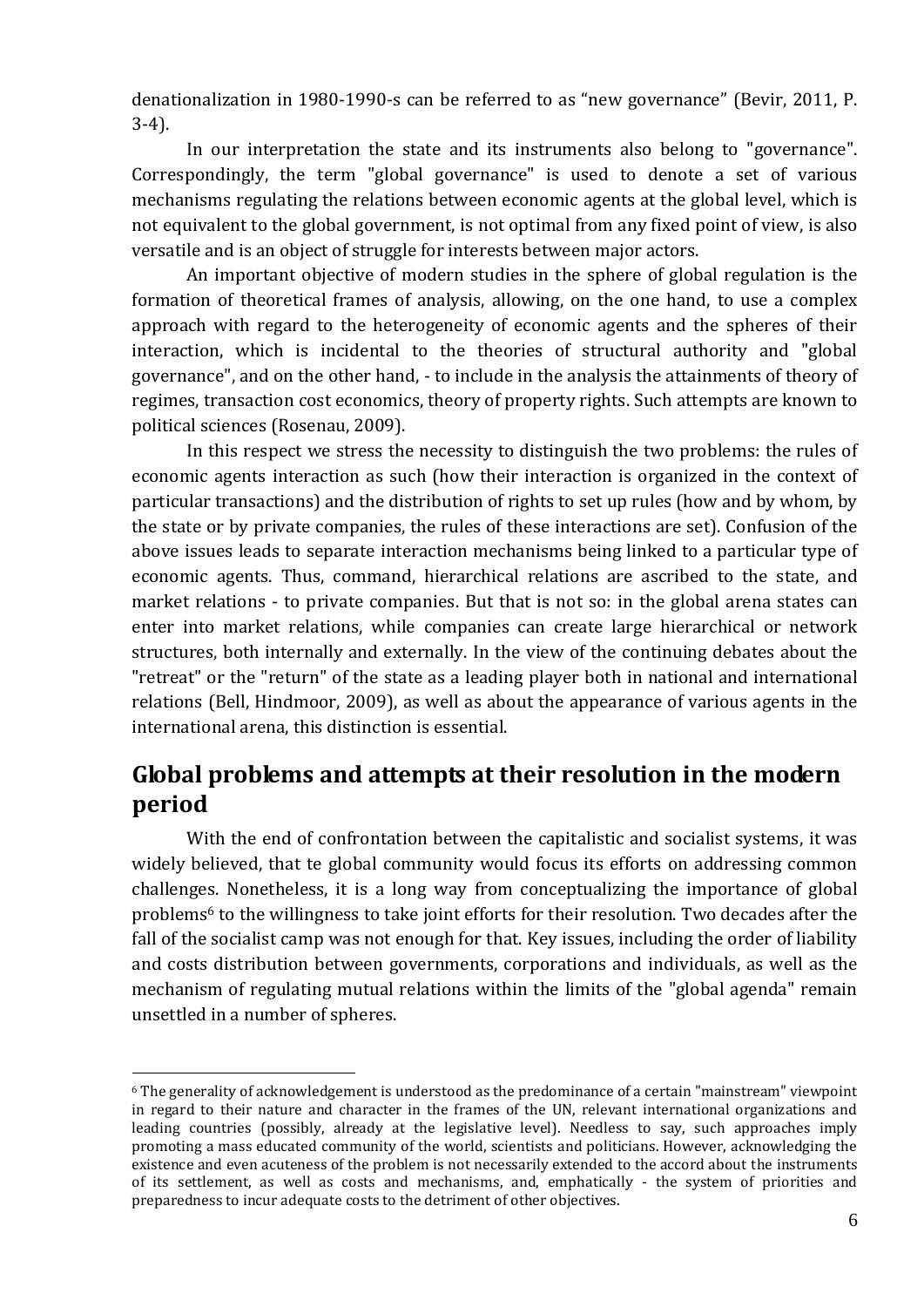denationalization in 1980-1990-s can be referred to as "new governance" (Bevir, 2011, P. 3-4).

In our interpretation the state and its instruments also belong to "governance". Correspondingly, the term "global governance" is used to denote a set of various mechanisms regulating the relations between economic agents at the global level, which is not equivalent to the global government, is not optimal from any fixed point of view, is also versatile and is an object of struggle for interests between major actors.

An important objective of modern studies in the sphere of global regulation is the formation of theoretical frames of analysis, allowing, on the one hand, to use a complex approach with regard to the heterogeneity of economic agents and the spheres of their interaction, which is incidental to the theories of structural authority and "global governance", and on the other hand, - to include in the analysis the attainments of theory of regimes, transaction cost economics, theory of property rights. Such attempts are known to political sciences (Rosenau, 2009).

In this respect we stress the necessity to distinguish the two problems: the rules of economic agents interaction as such (how their interaction is organized in the context of particular transactions) and the distribution of rights to set up rules (how and by whom, by the state or by private companies, the rules of these interactions are set). Confusion of the above issues leads to separate interaction mechanisms being linked to a particular type of economic agents. Thus, command, hierarchical relations are ascribed to the state, and market relations - to private companies. But that is not so: in the global arena states can enter into market relations, while companies can create large hierarchical or network structures, both internally and externally. In the view of the continuing debates about the "retreat" or the "return" of the state as a leading player both in national and international relations (Bell, Hindmoor, 2009), as well as about the appearance of various agents in the international arena, this distinction is essential.

## Global problems and attempts at their resolution in the modern period

With the end of confrontation between the capitalistic and socialist systems, it was widely believed, that te global community would focus its efforts on addressing common challenges. Nonetheless, it is a long way from conceptualizing the importance of global problems[6] to the willingness to take joint efforts for their resolution. Two decades after the fall of the socialist camp was not enough for that. Key issues, including the order of liability and costs distribution between governments, corporations and individuals, as well as the mechanism of regulating mutual relations within the limits of the "global agenda" remain unsettled in a number of spheres.

[6] The generality of acknowledgement is understood as the predominance of a certain "mainstream" viewpoint in regard to their nature and character in the frames of the UN, relevant international organizations and leading countries (possibly, already at the legislative level). Needless to say, such approaches imply promoting a mass educated community of the world, scientists and politicians. However, acknowledging the existence and even acuteness of the problem is not necessarily extended to the accord about the instruments of its settlement, as well as costs and mechanisms, and, emphatically - the system of priorities and preparedness to incur adequate costs to the detriment of other objectives.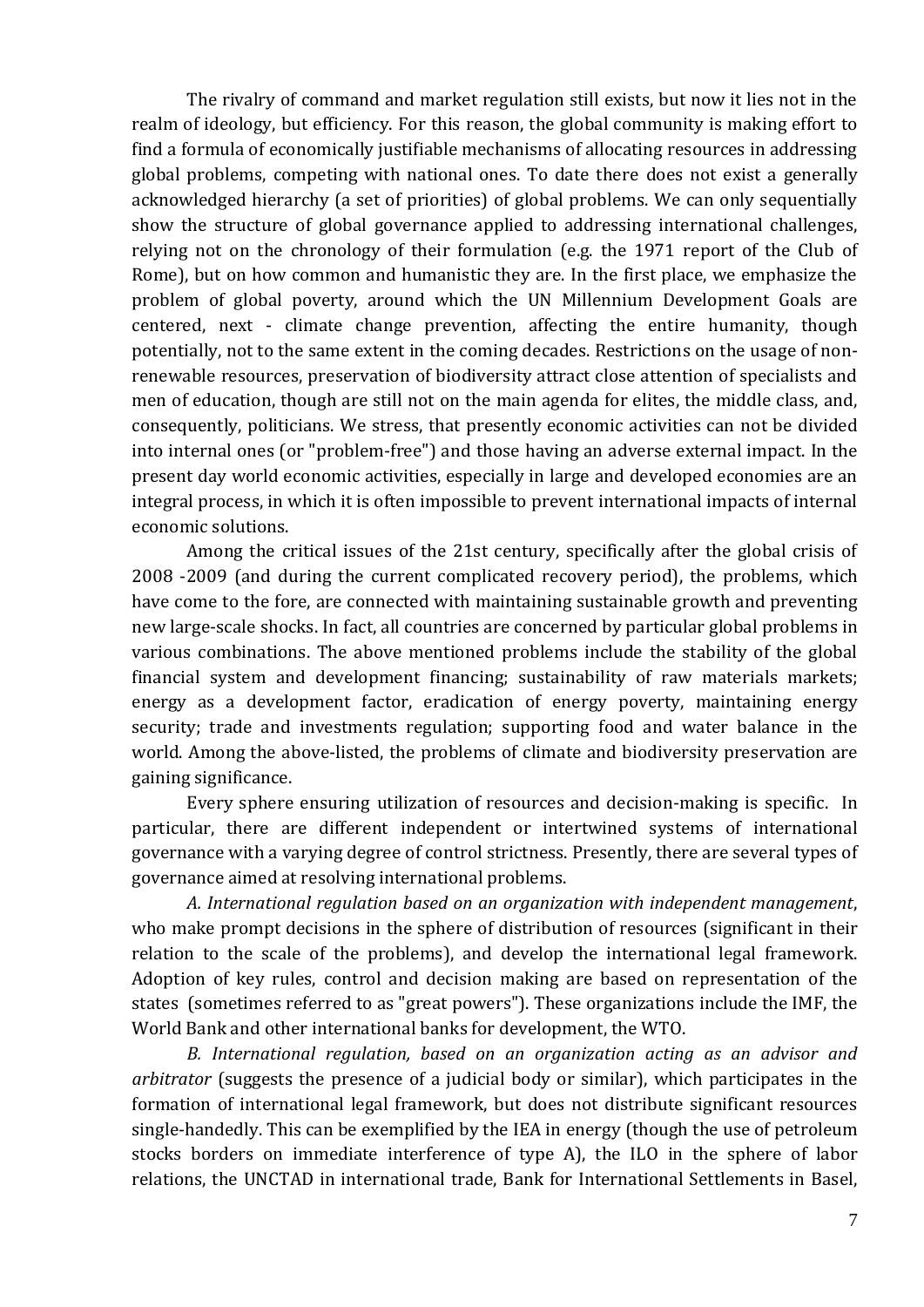The rivalry of command and market regulation still exists, but now it lies not in the realm of ideology, but efficiency. For this reason, the global community is making effort to find a formula of economically justifiable mechanisms of allocating resources in addressing global problems, competing with national ones. To date there does not exist a generally acknowledged hierarchy (a set of priorities) of global problems. We can only sequentially show the structure of global governance applied to addressing international challenges, relying not on the chronology of their formulation (e.g. the 1971 report of the Club of Rome), but on how common and humanistic they are. In the first place, we emphasize the problem of global poverty, around which the UN Millennium Development Goals are centered, next - climate change prevention, affecting the entire humanity, though potentially, not to the same extent in the coming decades. Restrictions on the usage of non-renewable resources, preservation of biodiversity attract close attention of specialists and men of education, though are still not on the main agenda for elites, the middle class, and, consequently, politicians. We stress, that presently economic activities can not be divided into internal ones (or "problem-free") and those having an adverse external impact. In the present day world economic activities, especially in large and developed economies are an integral process, in which it is often impossible to prevent international impacts of internal economic solutions.

Among the critical issues of the 21st century, specifically after the global crisis of 2008 -2009 (and during the current complicated recovery period), the problems, which have come to the fore, are connected with maintaining sustainable growth and preventing new large-scale shocks. In fact, all countries are concerned by particular global problems in various combinations. The above mentioned problems include the stability of the global financial system and development financing; sustainability of raw materials markets; energy as a development factor, eradication of energy poverty, maintaining energy security; trade and investments regulation; supporting food and water balance in the world. Among the above-listed, the problems of climate and biodiversity preservation are gaining significance.

Every sphere ensuring utilization of resources and decision-making is specific. In particular, there are different independent or intertwined systems of international governance with a varying degree of control strictness. Presently, there are several types of governance aimed at resolving international problems.

*A. International regulation based on an organization with independent management*, who make prompt decisions in the sphere of distribution of resources (significant in their relation to the scale of the problems), and develop the international legal framework. Adoption of key rules, control and decision making are based on representation of the states (sometimes referred to as "great powers"). These organizations include the IMF, the World Bank and other international banks for development, the WTO.

*B. International regulation, based on an organization acting as an advisor and arbitrator* (suggests the presence of a judicial body or similar), which participates in the formation of international legal framework, but does not distribute significant resources single-handedly. This can be exemplified by the IEA in energy (though the use of petroleum stocks borders on immediate interference of type A), the ILO in the sphere of labor relations, the UNCTAD in international trade, Bank for International Settlements in Basel,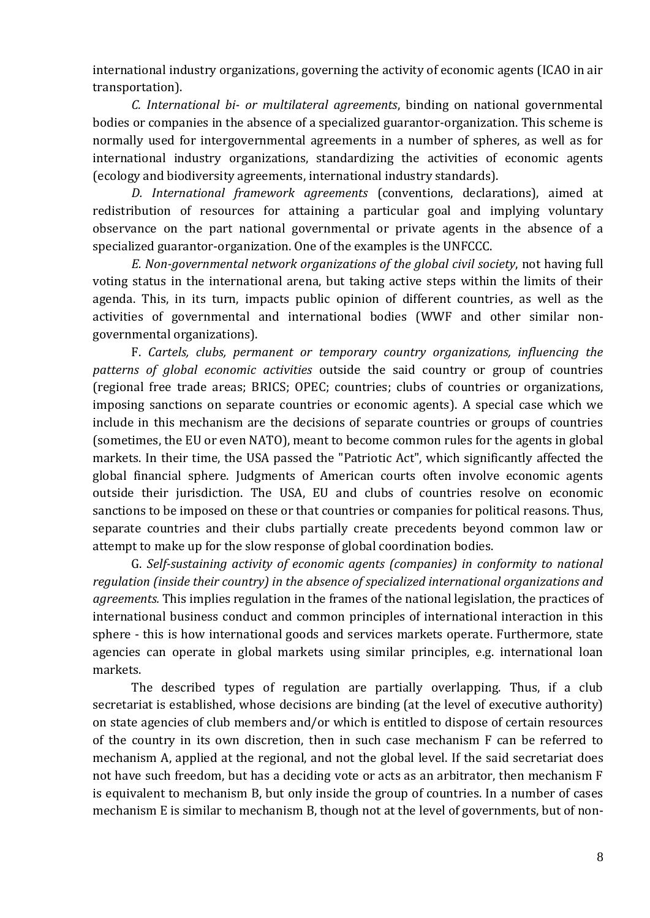international industry organizations, governing the activity of economic agents (ICAO in air transportation).

*C. International bi- or multilateral agreements*, binding on national governmental bodies or companies in the absence of a specialized guarantor-organization. This scheme is normally used for intergovernmental agreements in a number of spheres, as well as for international industry organizations, standardizing the activities of economic agents (ecology and biodiversity agreements, international industry standards).

*D. International framework agreements* (conventions, declarations), aimed at redistribution of resources for attaining a particular goal and implying voluntary observance on the part national governmental or private agents in the absence of a specialized guarantor-organization. One of the examples is the UNFCCC.

*E. Non-governmental network organizations of the global civil society*, not having full voting status in the international arena, but taking active steps within the limits of their agenda. This, in its turn, impacts public opinion of different countries, as well as the activities of governmental and international bodies (WWF and other similar non-governmental organizations).

F. *Cartels, clubs, permanent or temporary country organizations, influencing the patterns of global economic activities* outside the said country or group of countries (regional free trade areas; BRICS; OPEC; countries; clubs of countries or organizations, imposing sanctions on separate countries or economic agents). A special case which we include in this mechanism are the decisions of separate countries or groups of countries (sometimes, the EU or even NATO), meant to become common rules for the agents in global markets. In their time, the USA passed the "Patriotic Act", which significantly affected the global financial sphere. Judgments of American courts often involve economic agents outside their jurisdiction. The USA, EU and clubs of countries resolve on economic sanctions to be imposed on these or that countries or companies for political reasons. Thus, separate countries and their clubs partially create precedents beyond common law or attempt to make up for the slow response of global coordination bodies.

G. *Self-sustaining activity of economic agents (companies) in conformity to national regulation (inside their country) in the absence of specialized international organizations and agreements.* This implies regulation in the frames of the national legislation, the practices of international business conduct and common principles of international interaction in this sphere - this is how international goods and services markets operate. Furthermore, state agencies can operate in global markets using similar principles, e.g. international loan markets.

The described types of regulation are partially overlapping. Thus, if a club secretariat is established, whose decisions are binding (at the level of executive authority) on state agencies of club members and/or which is entitled to dispose of certain resources of the country in its own discretion, then in such case mechanism F can be referred to mechanism A, applied at the regional, and not the global level. If the said secretariat does not have such freedom, but has a deciding vote or acts as an arbitrator, then mechanism F is equivalent to mechanism B, but only inside the group of countries. In a number of cases mechanism E is similar to mechanism B, though not at the level of governments, but of non-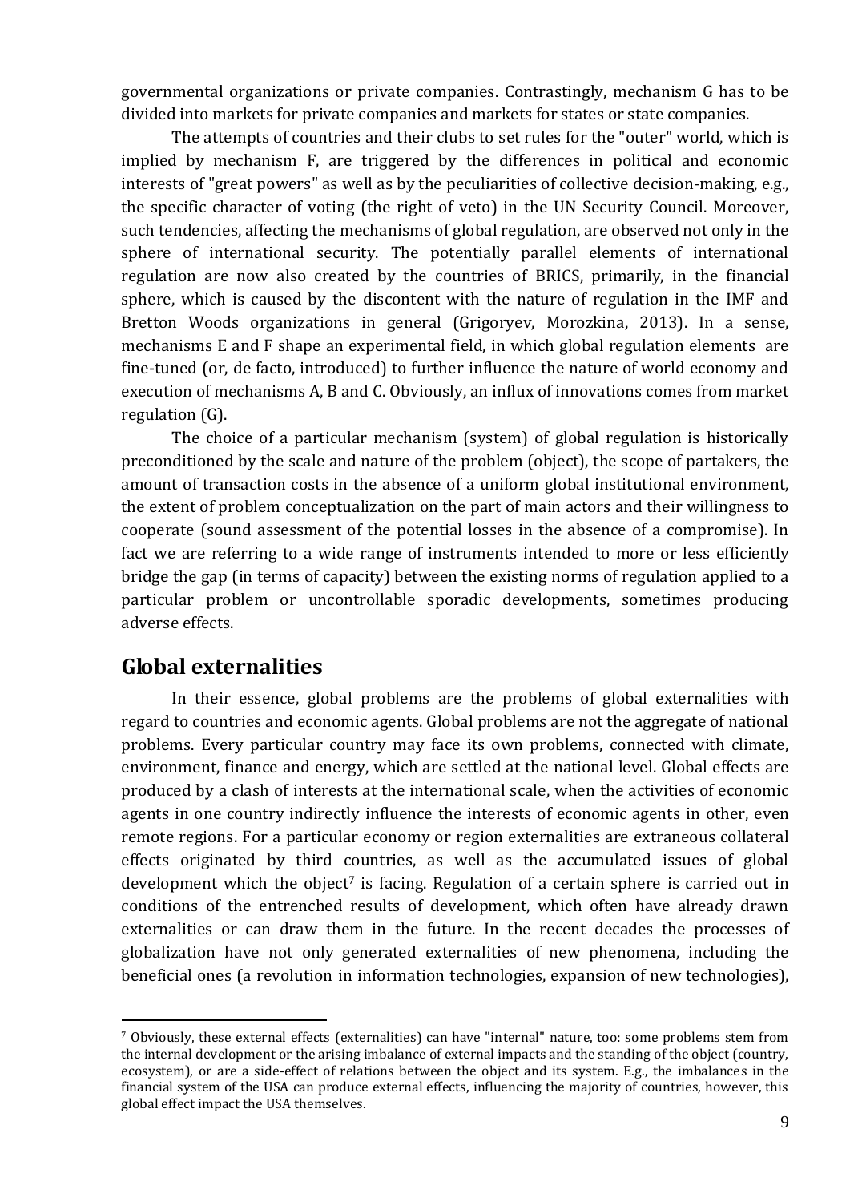governmental organizations or private companies. Contrastingly, mechanism G has to be divided into markets for private companies and markets for states or state companies.

The attempts of countries and their clubs to set rules for the "outer" world, which is implied by mechanism F, are triggered by the differences in political and economic interests of "great powers" as well as by the peculiarities of collective decision-making, e.g., the specific character of voting (the right of veto) in the UN Security Council. Moreover, such tendencies, affecting the mechanisms of global regulation, are observed not only in the sphere of international security. The potentially parallel elements of international regulation are now also created by the countries of BRICS, primarily, in the financial sphere, which is caused by the discontent with the nature of regulation in the IMF and Bretton Woods organizations in general (Grigoryev, Morozkina, 2013). In a sense, mechanisms E and F shape an experimental field, in which global regulation elements are fine-tuned (or, de facto, introduced) to further influence the nature of world economy and execution of mechanisms A, B and C. Obviously, an influx of innovations comes from market regulation (G).

The choice of a particular mechanism (system) of global regulation is historically preconditioned by the scale and nature of the problem (object), the scope of partakers, the amount of transaction costs in the absence of a uniform global institutional environment, the extent of problem conceptualization on the part of main actors and their willingness to cooperate (sound assessment of the potential losses in the absence of a compromise). In fact we are referring to a wide range of instruments intended to more or less efficiently bridge the gap (in terms of capacity) between the existing norms of regulation applied to a particular problem or uncontrollable sporadic developments, sometimes producing adverse effects.

## Global externalities

In their essence, global problems are the problems of global externalities with regard to countries and economic agents. Global problems are not the aggregate of national problems. Every particular country may face its own problems, connected with climate, environment, finance and energy, which are settled at the national level. Global effects are produced by a clash of interests at the international scale, when the activities of economic agents in one country indirectly influence the interests of economic agents in other, even remote regions. For a particular economy or region externalities are extraneous collateral effects originated by third countries, as well as the accumulated issues of global development which the object[7] is facing. Regulation of a certain sphere is carried out in conditions of the entrenched results of development, which often have already drawn externalities or can draw them in the future. In the recent decades the processes of globalization have not only generated externalities of new phenomena, including the beneficial ones (a revolution in information technologies, expansion of new technologies),

---

[7] Obviously, these external effects (externalities) can have "internal" nature, too: some problems stem from the internal development or the arising imbalance of external impacts and the standing of the object (country, ecosystem), or are a side-effect of relations between the object and its system. E.g., the imbalances in the financial system of the USA can produce external effects, influencing the majority of countries, however, this global effect impact the USA themselves.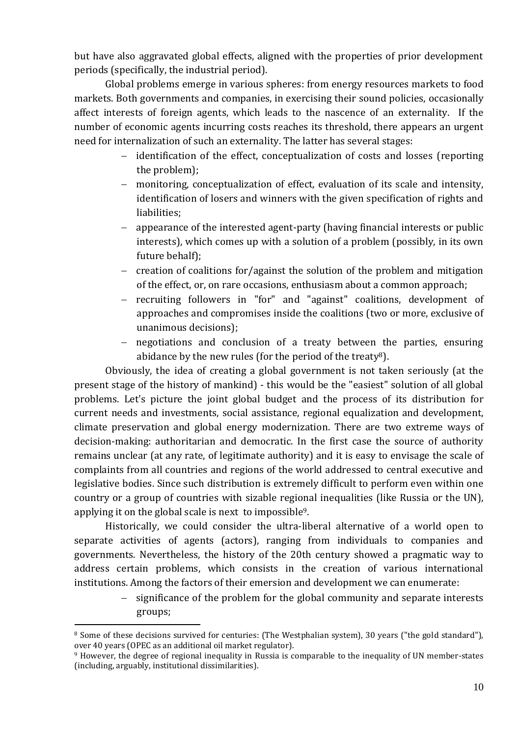but have also aggravated global effects, aligned with the properties of prior development periods (specifically, the industrial period).

Global problems emerge in various spheres: from energy resources markets to food markets. Both governments and companies, in exercising their sound policies, occasionally affect interests of foreign agents, which leads to the nascence of an externality. If the number of economic agents incurring costs reaches its threshold, there appears an urgent need for internalization of such an externality. The latter has several stages:

- identification of the effect, conceptualization of costs and losses (reporting the problem);
- monitoring, conceptualization of effect, evaluation of its scale and intensity, identification of losers and winners with the given specification of rights and liabilities;
- appearance of the interested agent-party (having financial interests or public interests), which comes up with a solution of a problem (possibly, in its own future behalf);
- creation of coalitions for/against the solution of the problem and mitigation of the effect, or, on rare occasions, enthusiasm about a common approach;
- recruiting followers in "for" and "against" coalitions, development of approaches and compromises inside the coalitions (two or more, exclusive of unanimous decisions);
- negotiations and conclusion of a treaty between the parties, ensuring abidance by the new rules (for the period of the treaty[8]).

Obviously, the idea of creating a global government is not taken seriously (at the present stage of the history of mankind) - this would be the "easiest" solution of all global problems. Let's picture the joint global budget and the process of its distribution for current needs and investments, social assistance, regional equalization and development, climate preservation and global energy modernization. There are two extreme ways of decision-making: authoritarian and democratic. In the first case the source of authority remains unclear (at any rate, of legitimate authority) and it is easy to envisage the scale of complaints from all countries and regions of the world addressed to central executive and legislative bodies. Since such distribution is extremely difficult to perform even within one country or a group of countries with sizable regional inequalities (like Russia or the UN), applying it on the global scale is next to impossible[9].

Historically, we could consider the ultra-liberal alternative of a world open to separate activities of agents (actors), ranging from individuals to companies and governments. Nevertheless, the history of the 20th century showed a pragmatic way to address certain problems, which consists in the creation of various international institutions. Among the factors of their emersion and development we can enumerate:

- significance of the problem for the global community and separate interests groups;

[8] Some of these decisions survived for centuries: (The Westphalian system), 30 years ("the gold standard"), over 40 years (OPEC as an additional oil market regulator).

[9] However, the degree of regional inequality in Russia is comparable to the inequality of UN member-states (including, arguably, institutional dissimilarities).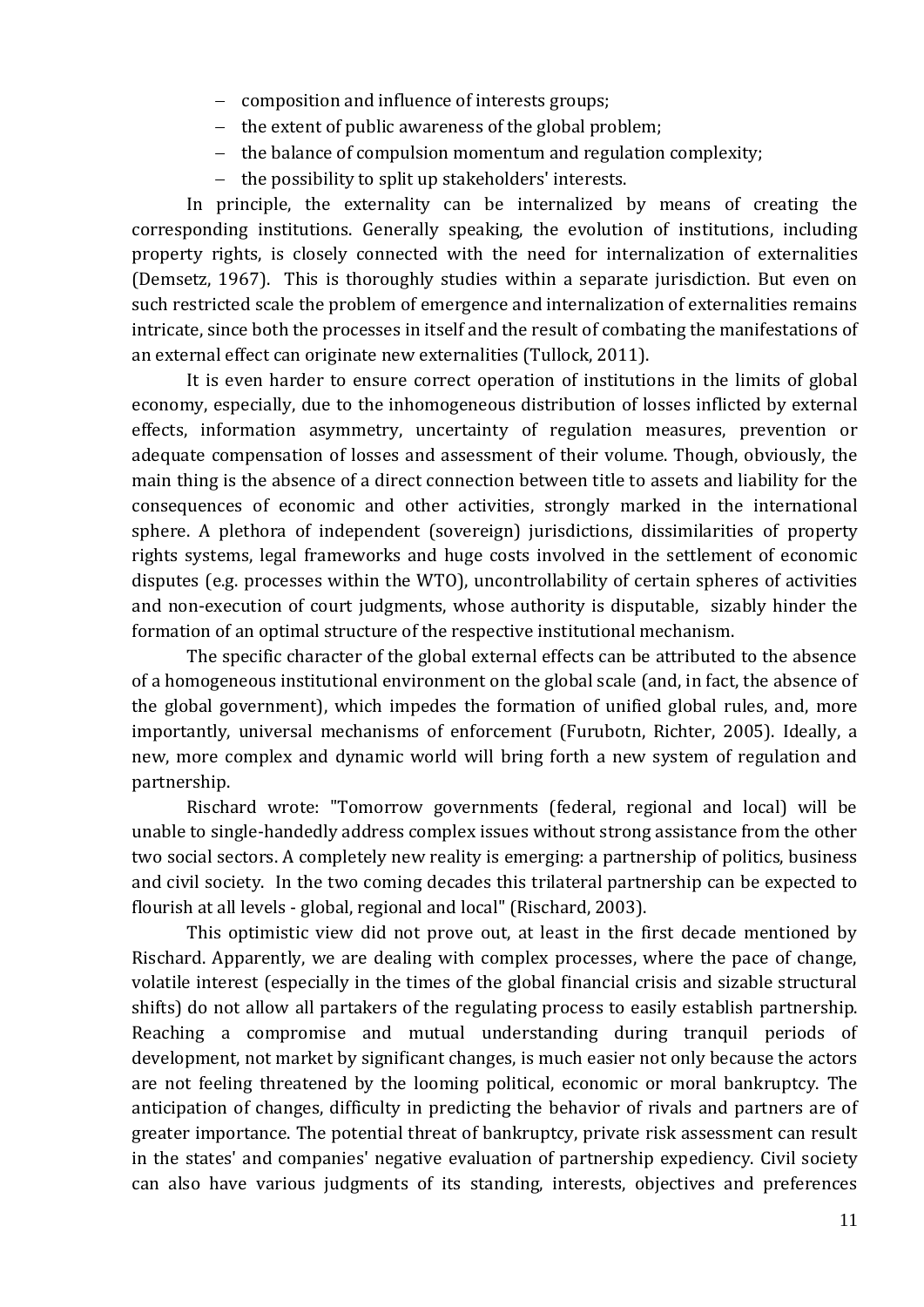- composition and influence of interests groups;
- the extent of public awareness of the global problem;
- the balance of compulsion momentum and regulation complexity;
- the possibility to split up stakeholders' interests.

In principle, the externality can be internalized by means of creating the corresponding institutions. Generally speaking, the evolution of institutions, including property rights, is closely connected with the need for internalization of externalities (Demsetz, 1967). This is thoroughly studies within a separate jurisdiction. But even on such restricted scale the problem of emergence and internalization of externalities remains intricate, since both the processes in itself and the result of combating the manifestations of an external effect can originate new externalities (Tullock, 2011).

It is even harder to ensure correct operation of institutions in the limits of global economy, especially, due to the inhomogeneous distribution of losses inflicted by external effects, information asymmetry, uncertainty of regulation measures, prevention or adequate compensation of losses and assessment of their volume. Though, obviously, the main thing is the absence of a direct connection between title to assets and liability for the consequences of economic and other activities, strongly marked in the international sphere. A plethora of independent (sovereign) jurisdictions, dissimilarities of property rights systems, legal frameworks and huge costs involved in the settlement of economic disputes (e.g. processes within the WTO), uncontrollability of certain spheres of activities and non-execution of court judgments, whose authority is disputable, sizably hinder the formation of an optimal structure of the respective institutional mechanism.

The specific character of the global external effects can be attributed to the absence of a homogeneous institutional environment on the global scale (and, in fact, the absence of the global government), which impedes the formation of unified global rules, and, more importantly, universal mechanisms of enforcement (Furubotn, Richter, 2005). Ideally, a new, more complex and dynamic world will bring forth a new system of regulation and partnership.

Rischard wrote: "Tomorrow governments (federal, regional and local) will be unable to single-handedly address complex issues without strong assistance from the other two social sectors. A completely new reality is emerging: a partnership of politics, business and civil society. In the two coming decades this trilateral partnership can be expected to flourish at all levels - global, regional and local" (Rischard, 2003).

This optimistic view did not prove out, at least in the first decade mentioned by Rischard. Apparently, we are dealing with complex processes, where the pace of change, volatile interest (especially in the times of the global financial crisis and sizable structural shifts) do not allow all partakers of the regulating process to easily establish partnership. Reaching a compromise and mutual understanding during tranquil periods of development, not market by significant changes, is much easier not only because the actors are not feeling threatened by the looming political, economic or moral bankruptcy. The anticipation of changes, difficulty in predicting the behavior of rivals and partners are of greater importance. The potential threat of bankruptcy, private risk assessment can result in the states' and companies' negative evaluation of partnership expediency. Civil society can also have various judgments of its standing, interests, objectives and preferences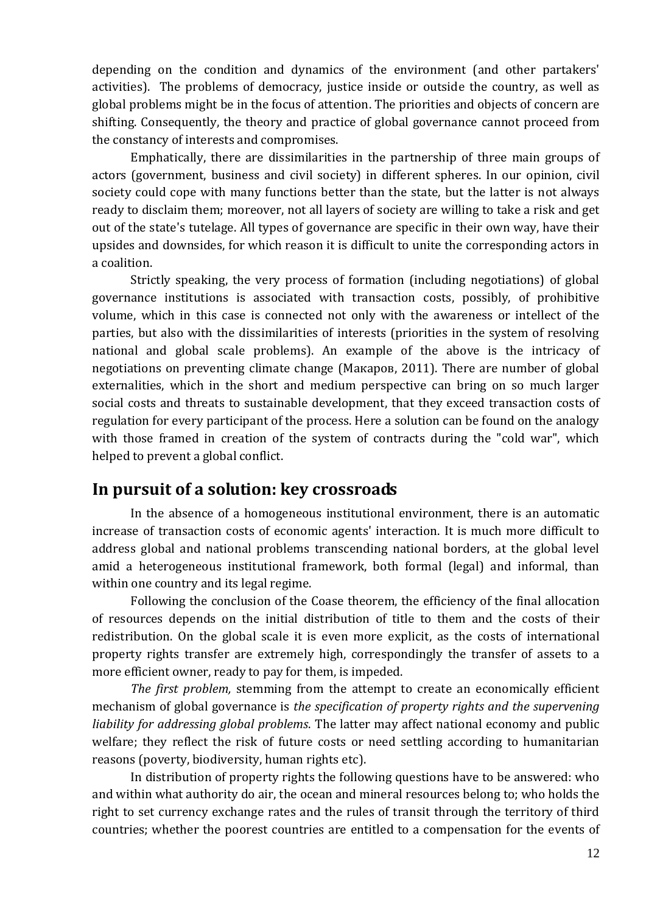depending on the condition and dynamics of the environment (and other partakers' activities). The problems of democracy, justice inside or outside the country, as well as global problems might be in the focus of attention. The priorities and objects of concern are shifting. Consequently, the theory and practice of global governance cannot proceed from the constancy of interests and compromises.

Emphatically, there are dissimilarities in the partnership of three main groups of actors (government, business and civil society) in different spheres. In our opinion, civil society could cope with many functions better than the state, but the latter is not always ready to disclaim them; moreover, not all layers of society are willing to take a risk and get out of the state's tutelage. All types of governance are specific in their own way, have their upsides and downsides, for which reason it is difficult to unite the corresponding actors in a coalition.

Strictly speaking, the very process of formation (including negotiations) of global governance institutions is associated with transaction costs, possibly, of prohibitive volume, which in this case is connected not only with the awareness or intellect of the parties, but also with the dissimilarities of interests (priorities in the system of resolving national and global scale problems). An example of the above is the intricacy of negotiations on preventing climate change (Макаров, 2011). There are number of global externalities, which in the short and medium perspective can bring on so much larger social costs and threats to sustainable development, that they exceed transaction costs of regulation for every participant of the process. Here a solution can be found on the analogy with those framed in creation of the system of contracts during the "cold war", which helped to prevent a global conflict.

## In pursuit of a solution: key crossroads

In the absence of a homogeneous institutional environment, there is an automatic increase of transaction costs of economic agents' interaction. It is much more difficult to address global and national problems transcending national borders, at the global level amid a heterogeneous institutional framework, both formal (legal) and informal, than within one country and its legal regime.

Following the conclusion of the Coase theorem, the efficiency of the final allocation of resources depends on the initial distribution of title to them and the costs of their redistribution. On the global scale it is even more explicit, as the costs of international property rights transfer are extremely high, correspondingly the transfer of assets to a more efficient owner, ready to pay for them, is impeded.

*The first problem,* stemming from the attempt to create an economically efficient mechanism of global governance is *the specification of property rights and the supervening liability for addressing global problems*. The latter may affect national economy and public welfare; they reflect the risk of future costs or need settling according to humanitarian reasons (poverty, biodiversity, human rights etc).

In distribution of property rights the following questions have to be answered: who and within what authority do air, the ocean and mineral resources belong to; who holds the right to set currency exchange rates and the rules of transit through the territory of third countries; whether the poorest countries are entitled to a compensation for the events of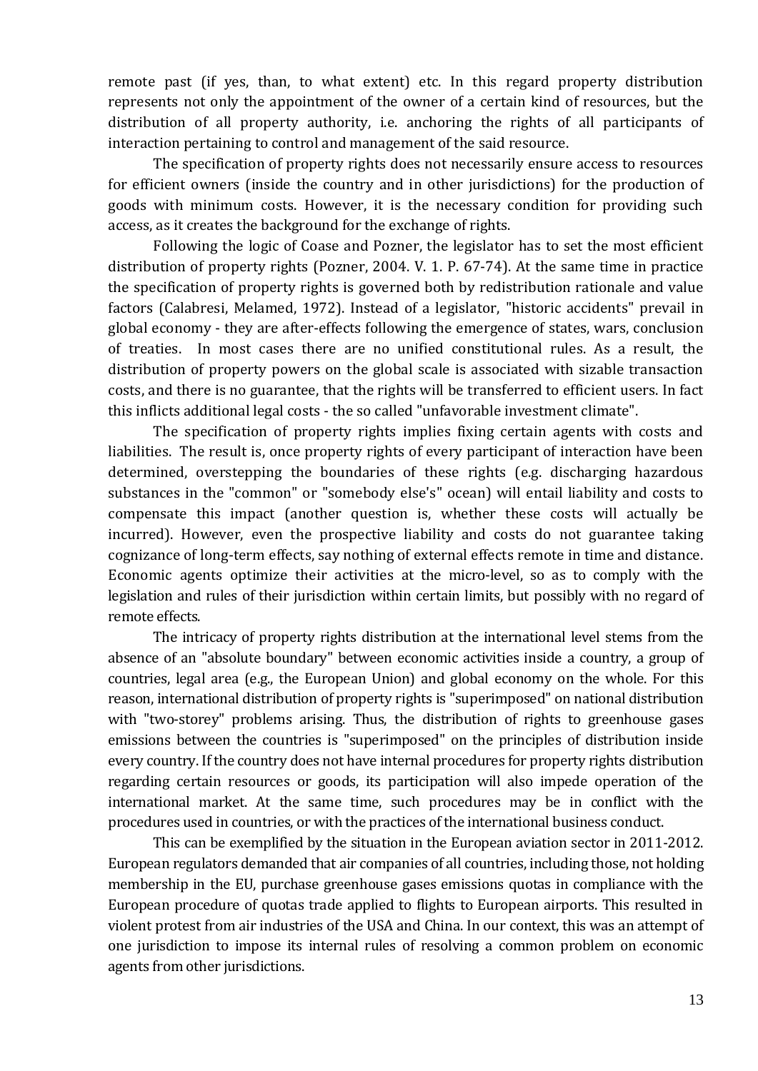remote past (if yes, than, to what extent) etc. In this regard property distribution represents not only the appointment of the owner of a certain kind of resources, but the distribution of all property authority, i.e. anchoring the rights of all participants of interaction pertaining to control and management of the said resource.

The specification of property rights does not necessarily ensure access to resources for efficient owners (inside the country and in other jurisdictions) for the production of goods with minimum costs. However, it is the necessary condition for providing such access, as it creates the background for the exchange of rights.

Following the logic of Coase and Pozner, the legislator has to set the most efficient distribution of property rights (Pozner, 2004. V. 1. P. 67-74). At the same time in practice the specification of property rights is governed both by redistribution rationale and value factors (Calabresi, Melamed, 1972). Instead of a legislator, "historic accidents" prevail in global economy - they are after-effects following the emergence of states, wars, conclusion of treaties. In most cases there are no unified constitutional rules. As a result, the distribution of property powers on the global scale is associated with sizable transaction costs, and there is no guarantee, that the rights will be transferred to efficient users. In fact this inflicts additional legal costs - the so called "unfavorable investment climate".

The specification of property rights implies fixing certain agents with costs and liabilities. The result is, once property rights of every participant of interaction have been determined, overstepping the boundaries of these rights (e.g. discharging hazardous substances in the "common" or "somebody else's" ocean) will entail liability and costs to compensate this impact (another question is, whether these costs will actually be incurred). However, even the prospective liability and costs do not guarantee taking cognizance of long-term effects, say nothing of external effects remote in time and distance. Economic agents optimize their activities at the micro-level, so as to comply with the legislation and rules of their jurisdiction within certain limits, but possibly with no regard of remote effects.

The intricacy of property rights distribution at the international level stems from the absence of an "absolute boundary" between economic activities inside a country, a group of countries, legal area (e.g., the European Union) and global economy on the whole. For this reason, international distribution of property rights is "superimposed" on national distribution with "two-storey" problems arising. Thus, the distribution of rights to greenhouse gases emissions between the countries is "superimposed" on the principles of distribution inside every country. If the country does not have internal procedures for property rights distribution regarding certain resources or goods, its participation will also impede operation of the international market. At the same time, such procedures may be in conflict with the procedures used in countries, or with the practices of the international business conduct.

This can be exemplified by the situation in the European aviation sector in 2011-2012. European regulators demanded that air companies of all countries, including those, not holding membership in the EU, purchase greenhouse gases emissions quotas in compliance with the European procedure of quotas trade applied to flights to European airports. This resulted in violent protest from air industries of the USA and China. In our context, this was an attempt of one jurisdiction to impose its internal rules of resolving a common problem on economic agents from other jurisdictions.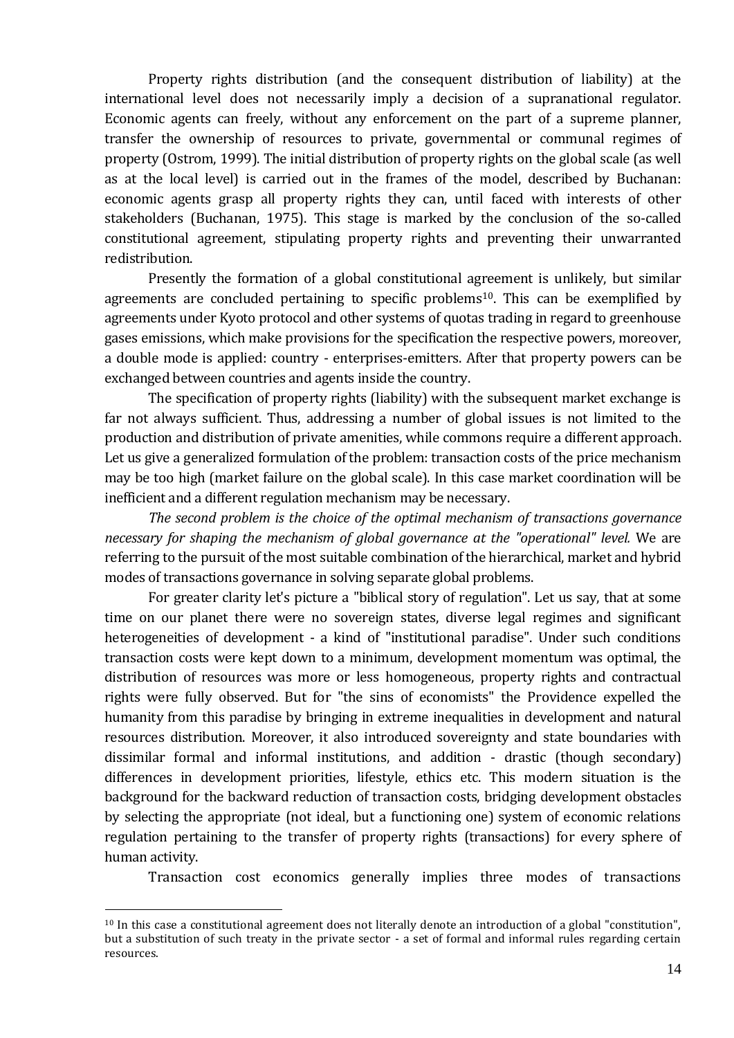Property rights distribution (and the consequent distribution of liability) at the international level does not necessarily imply a decision of a supranational regulator. Economic agents can freely, without any enforcement on the part of a supreme planner, transfer the ownership of resources to private, governmental or communal regimes of property (Ostrom, 1999). The initial distribution of property rights on the global scale (as well as at the local level) is carried out in the frames of the model, described by Buchanan: economic agents grasp all property rights they can, until faced with interests of other stakeholders (Buchanan, 1975). This stage is marked by the conclusion of the so-called constitutional agreement, stipulating property rights and preventing their unwarranted redistribution.

Presently the formation of a global constitutional agreement is unlikely, but similar agreements are concluded pertaining to specific problems[10]. This can be exemplified by agreements under Kyoto protocol and other systems of quotas trading in regard to greenhouse gases emissions, which make provisions for the specification the respective powers, moreover, a double mode is applied: country - enterprises-emitters. After that property powers can be exchanged between countries and agents inside the country.

The specification of property rights (liability) with the subsequent market exchange is far not always sufficient. Thus, addressing a number of global issues is not limited to the production and distribution of private amenities, while commons require a different approach. Let us give a generalized formulation of the problem: transaction costs of the price mechanism may be too high (market failure on the global scale). In this case market coordination will be inefficient and a different regulation mechanism may be necessary.

*The second problem is the choice of the optimal mechanism of transactions governance necessary for shaping the mechanism of global governance at the "operational" level.* We are referring to the pursuit of the most suitable combination of the hierarchical, market and hybrid modes of transactions governance in solving separate global problems.

For greater clarity let's picture a "biblical story of regulation". Let us say, that at some time on our planet there were no sovereign states, diverse legal regimes and significant heterogeneities of development - a kind of "institutional paradise". Under such conditions transaction costs were kept down to a minimum, development momentum was optimal, the distribution of resources was more or less homogeneous, property rights and contractual rights were fully observed. But for "the sins of economists" the Providence expelled the humanity from this paradise by bringing in extreme inequalities in development and natural resources distribution. Moreover, it also introduced sovereignty and state boundaries with dissimilar formal and informal institutions, and addition - drastic (though secondary) differences in development priorities, lifestyle, ethics etc. This modern situation is the background for the backward reduction of transaction costs, bridging development obstacles by selecting the appropriate (not ideal, but a functioning one) system of economic relations regulation pertaining to the transfer of property rights (transactions) for every sphere of human activity.

Transaction cost economics generally implies three modes of transactions

---

[10] In this case a constitutional agreement does not literally denote an introduction of a global "constitution", but a substitution of such treaty in the private sector - a set of formal and informal rules regarding certain resources.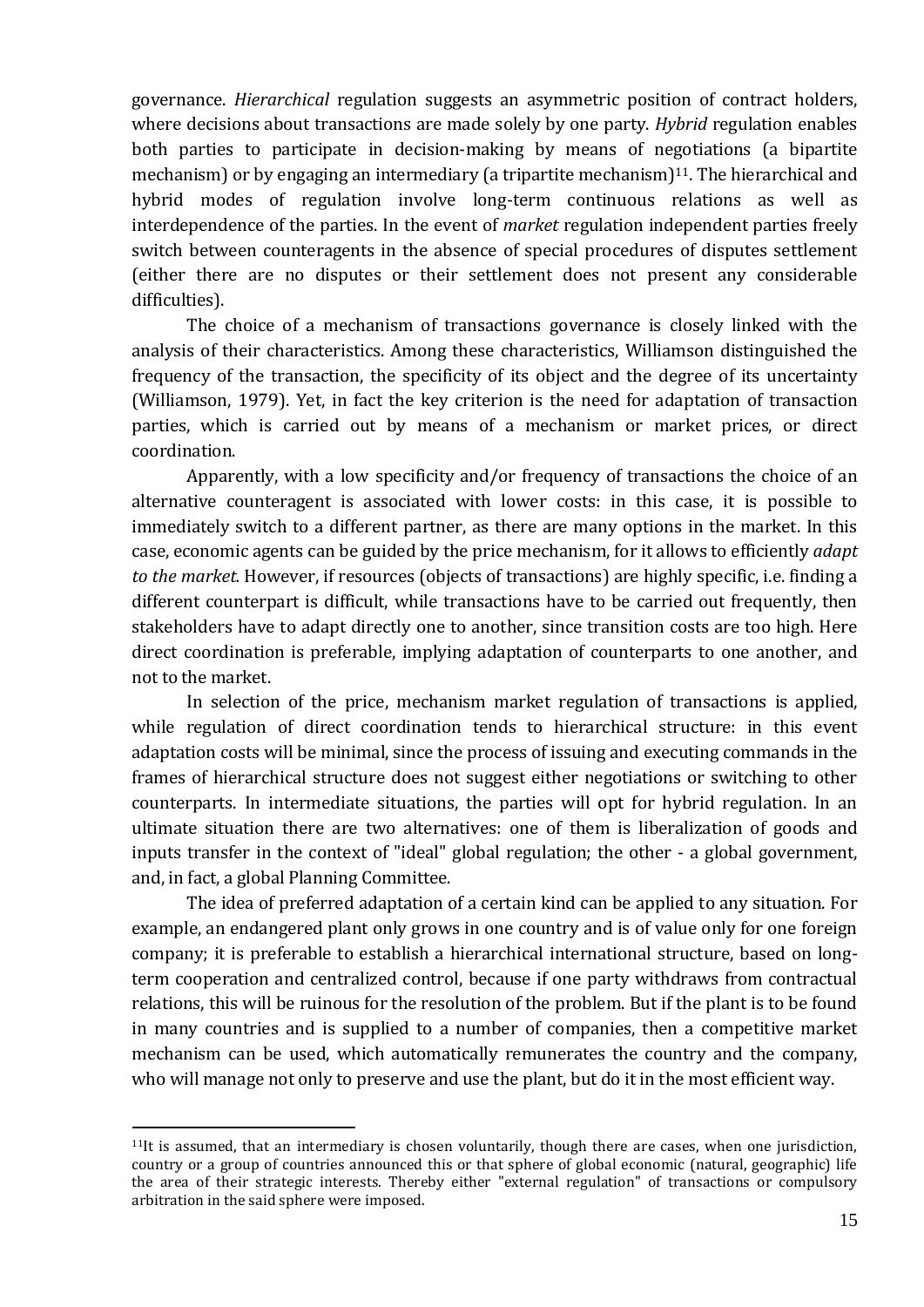governance. *Hierarchical* regulation suggests an asymmetric position of contract holders, where decisions about transactions are made solely by one party. *Hybrid* regulation enables both parties to participate in decision-making by means of negotiations (a bipartite mechanism) or by engaging an intermediary (a tripartite mechanism)[11]. The hierarchical and hybrid modes of regulation involve long-term continuous relations as well as interdependence of the parties. In the event of *market* regulation independent parties freely switch between counteragents in the absence of special procedures of disputes settlement (either there are no disputes or their settlement does not present any considerable difficulties).

The choice of a mechanism of transactions governance is closely linked with the analysis of their characteristics. Among these characteristics, Williamson distinguished the frequency of the transaction, the specificity of its object and the degree of its uncertainty (Williamson, 1979). Yet, in fact the key criterion is the need for adaptation of transaction parties, which is carried out by means of a mechanism or market prices, or direct coordination.

Apparently, with a low specificity and/or frequency of transactions the choice of an alternative counteragent is associated with lower costs: in this case, it is possible to immediately switch to a different partner, as there are many options in the market. In this case, economic agents can be guided by the price mechanism, for it allows to efficiently *adapt to the market.* However, if resources (objects of transactions) are highly specific, i.e. finding a different counterpart is difficult, while transactions have to be carried out frequently, then stakeholders have to adapt directly one to another, since transition costs are too high. Here direct coordination is preferable, implying adaptation of counterparts to one another, and not to the market.

In selection of the price, mechanism market regulation of transactions is applied, while regulation of direct coordination tends to hierarchical structure: in this event adaptation costs will be minimal, since the process of issuing and executing commands in the frames of hierarchical structure does not suggest either negotiations or switching to other counterparts. In intermediate situations, the parties will opt for hybrid regulation. In an ultimate situation there are two alternatives: one of them is liberalization of goods and inputs transfer in the context of "ideal" global regulation; the other - a global government, and, in fact, a global Planning Committee.

The idea of preferred adaptation of a certain kind can be applied to any situation. For example, an endangered plant only grows in one country and is of value only for one foreign company; it is preferable to establish a hierarchical international structure, based on long-term cooperation and centralized control, because if one party withdraws from contractual relations, this will be ruinous for the resolution of the problem. But if the plant is to be found in many countries and is supplied to a number of companies, then a competitive market mechanism can be used, which automatically remunerates the country and the company, who will manage not only to preserve and use the plant, but do it in the most efficient way.

---

[11]It is assumed, that an intermediary is chosen voluntarily, though there are cases, when one jurisdiction, country or a group of countries announced this or that sphere of global economic (natural, geographic) life the area of their strategic interests. Thereby either "external regulation" of transactions or compulsory arbitration in the said sphere were imposed.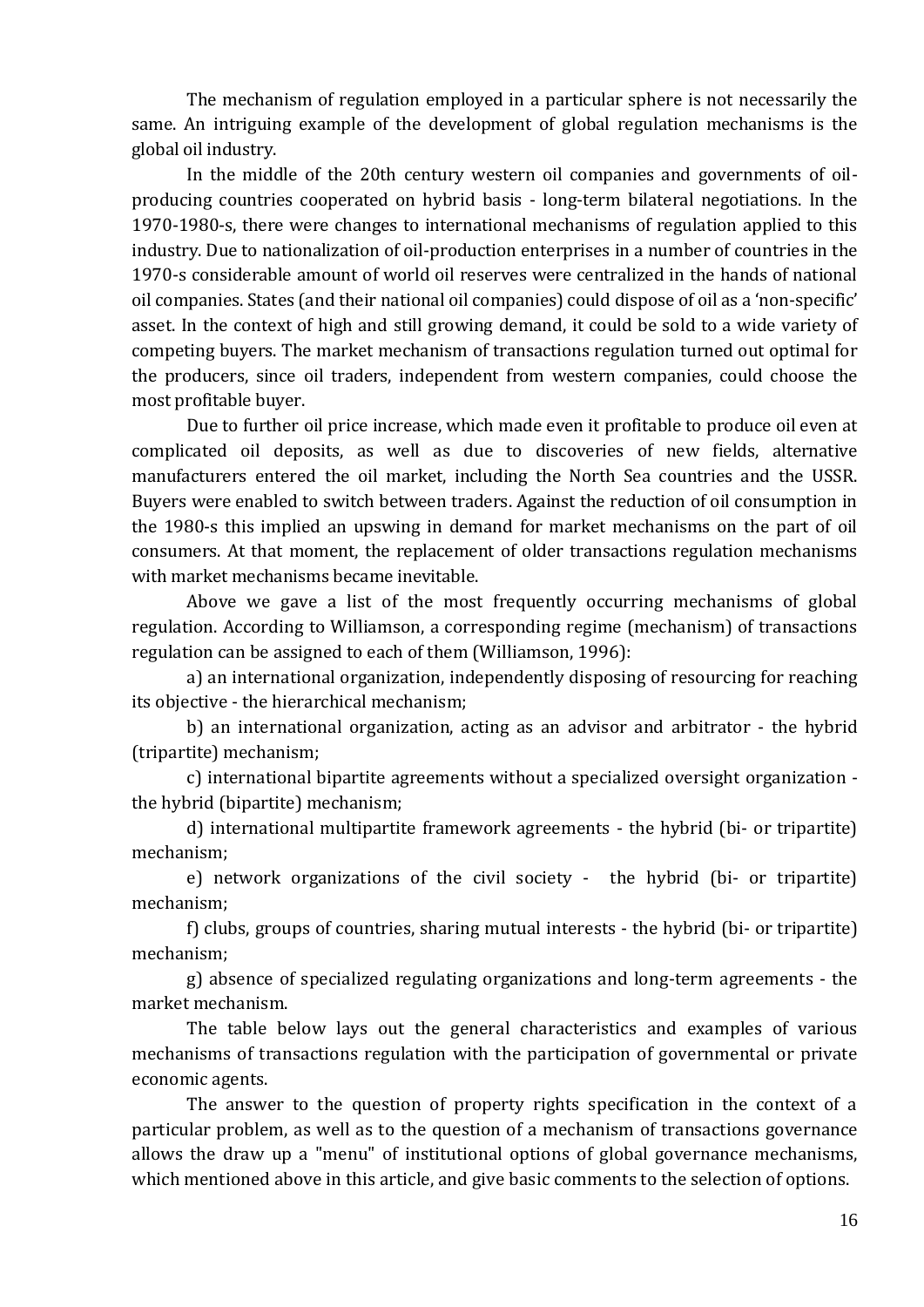The mechanism of regulation employed in a particular sphere is not necessarily the same. An intriguing example of the development of global regulation mechanisms is the global oil industry.

In the middle of the 20th century western oil companies and governments of oil-producing countries cooperated on hybrid basis - long-term bilateral negotiations. In the 1970-1980-s, there were changes to international mechanisms of regulation applied to this industry. Due to nationalization of oil-production enterprises in a number of countries in the 1970-s considerable amount of world oil reserves were centralized in the hands of national oil companies. States (and their national oil companies) could dispose of oil as a 'non-specific' asset. In the context of high and still growing demand, it could be sold to a wide variety of competing buyers. The market mechanism of transactions regulation turned out optimal for the producers, since oil traders, independent from western companies, could choose the most profitable buyer.

Due to further oil price increase, which made even it profitable to produce oil even at complicated oil deposits, as well as due to discoveries of new fields, alternative manufacturers entered the oil market, including the North Sea countries and the USSR. Buyers were enabled to switch between traders. Against the reduction of oil consumption in the 1980-s this implied an upswing in demand for market mechanisms on the part of oil consumers. At that moment, the replacement of older transactions regulation mechanisms with market mechanisms became inevitable.

Above we gave a list of the most frequently occurring mechanisms of global regulation. According to Williamson, a corresponding regime (mechanism) of transactions regulation can be assigned to each of them (Williamson, 1996):

a) an international organization, independently disposing of resourcing for reaching its objective - the hierarchical mechanism;

b) an international organization, acting as an advisor and arbitrator - the hybrid (tripartite) mechanism;

c) international bipartite agreements without a specialized oversight organization - the hybrid (bipartite) mechanism;

d) international multipartite framework agreements - the hybrid (bi- or tripartite) mechanism;

e) network organizations of the civil society - the hybrid (bi- or tripartite) mechanism;

f) clubs, groups of countries, sharing mutual interests - the hybrid (bi- or tripartite) mechanism;

g) absence of specialized regulating organizations and long-term agreements - the market mechanism.

The table below lays out the general characteristics and examples of various mechanisms of transactions regulation with the participation of governmental or private economic agents.

The answer to the question of property rights specification in the context of a particular problem, as well as to the question of a mechanism of transactions governance allows the draw up a "menu" of institutional options of global governance mechanisms, which mentioned above in this article, and give basic comments to the selection of options.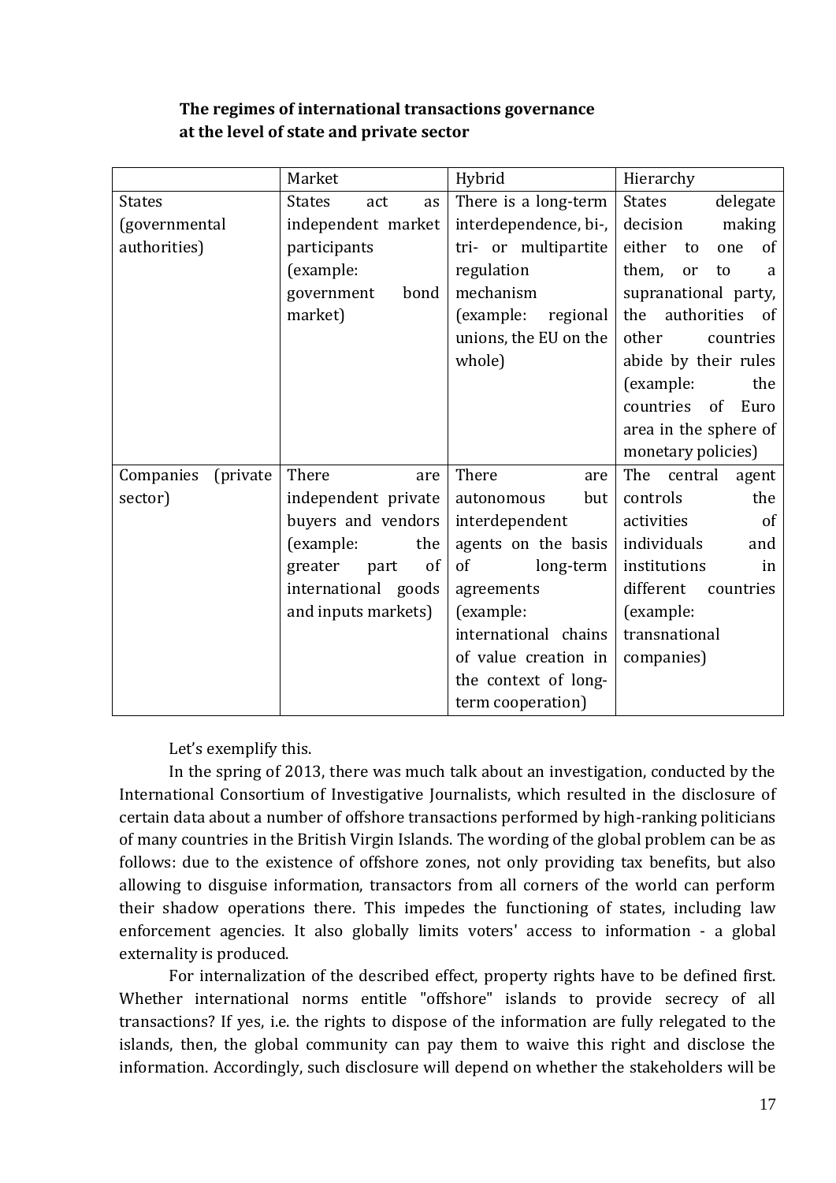**The regimes of international transactions governance at the level of state and private sector**

| | Market | Hybrid | Hierarchy |
|---|---|---|---|
| States (governmental authorities) | States act as independent market participants (example: government bond market) | There is a long-term interdependence, bi-, tri- or multipartite regulation mechanism (example: regional unions, the EU on the whole) | States delegate decision making either to one of them, or to a supranational party, the authorities of other countries abide by their rules (example: the countries of Euro area in the sphere of monetary policies) |
| Companies (private sector) | There are independent private buyers and vendors (example: the greater part of international goods and inputs markets) | There are autonomous but interdependent agents on the basis of long-term agreements (example: international chains of value creation in the context of long-term cooperation) | The central agent controls the activities of individuals and institutions in different countries (example: transnational companies) |

Let's exemplify this.

In the spring of 2013, there was much talk about an investigation, conducted by the International Consortium of Investigative Journalists, which resulted in the disclosure of certain data about a number of offshore transactions performed by high-ranking politicians of many countries in the British Virgin Islands. The wording of the global problem can be as follows: due to the existence of offshore zones, not only providing tax benefits, but also allowing to disguise information, transactors from all corners of the world can perform their shadow operations there. This impedes the functioning of states, including law enforcement agencies. It also globally limits voters' access to information - a global externality is produced.

For internalization of the described effect, property rights have to be defined first. Whether international norms entitle "offshore" islands to provide secrecy of all transactions? If yes, i.e. the rights to dispose of the information are fully relegated to the islands, then, the global community can pay them to waive this right and disclose the information. Accordingly, such disclosure will depend on whether the stakeholders will be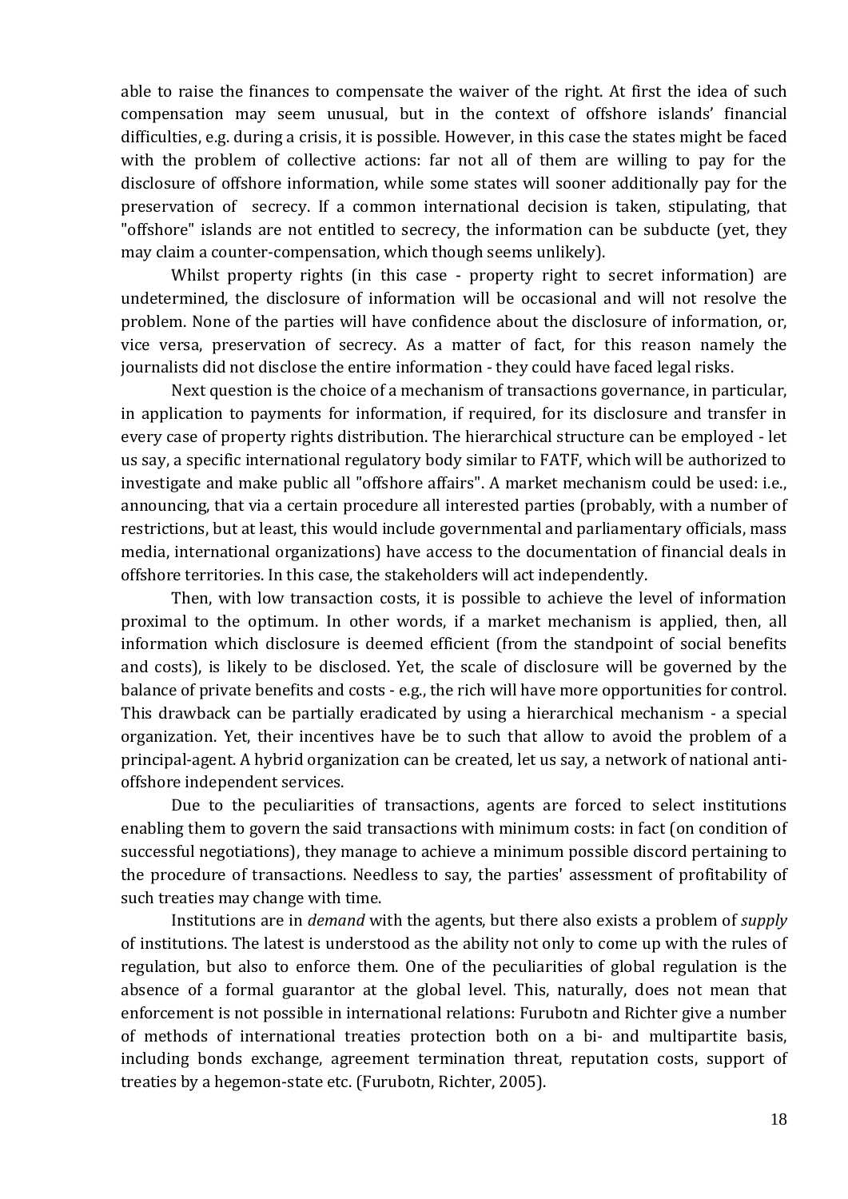able to raise the finances to compensate the waiver of the right. At first the idea of such compensation may seem unusual, but in the context of offshore islands' financial difficulties, e.g. during a crisis, it is possible. However, in this case the states might be faced with the problem of collective actions: far not all of them are willing to pay for the disclosure of offshore information, while some states will sooner additionally pay for the preservation of  secrecy. If a common international decision is taken, stipulating, that "offshore" islands are not entitled to secrecy, the information can be subducte (yet, they may claim a counter-compensation, which though seems unlikely).

Whilst property rights (in this case - property right to secret information) are undetermined, the disclosure of information will be occasional and will not resolve the problem. None of the parties will have confidence about the disclosure of information, or, vice versa, preservation of secrecy. As a matter of fact, for this reason namely the journalists did not disclose the entire information - they could have faced legal risks.

Next question is the choice of a mechanism of transactions governance, in particular, in application to payments for information, if required, for its disclosure and transfer in every case of property rights distribution. The hierarchical structure can be employed - let us say, a specific international regulatory body similar to FATF, which will be authorized to investigate and make public all "offshore affairs". A market mechanism could be used: i.e., announcing, that via a certain procedure all interested parties (probably, with a number of restrictions, but at least, this would include governmental and parliamentary officials, mass media, international organizations) have access to the documentation of financial deals in offshore territories. In this case, the stakeholders will act independently.

Then, with low transaction costs, it is possible to achieve the level of information proximal to the optimum. In other words, if a market mechanism is applied, then, all information which disclosure is deemed efficient (from the standpoint of social benefits and costs), is likely to be disclosed. Yet, the scale of disclosure will be governed by the balance of private benefits and costs - e.g., the rich will have more opportunities for control. This drawback can be partially eradicated by using a hierarchical mechanism - a special organization. Yet, their incentives have be to such that allow to avoid the problem of a principal-agent. A hybrid organization can be created, let us say, a network of national anti-offshore independent services.

Due to the peculiarities of transactions, agents are forced to select institutions enabling them to govern the said transactions with minimum costs: in fact (on condition of successful negotiations), they manage to achieve a minimum possible discord pertaining to the procedure of transactions. Needless to say, the parties' assessment of profitability of such treaties may change with time.

Institutions are in *demand* with the agents, but there also exists a problem of *supply* of institutions. The latest is understood as the ability not only to come up with the rules of regulation, but also to enforce them. One of the peculiarities of global regulation is the absence of a formal guarantor at the global level. This, naturally, does not mean that enforcement is not possible in international relations: Furubotn and Richter give a number of methods of international treaties protection both on a bi- and multipartite basis, including bonds exchange, agreement termination threat, reputation costs, support of treaties by a hegemon-state etc. (Furubotn, Richter, 2005).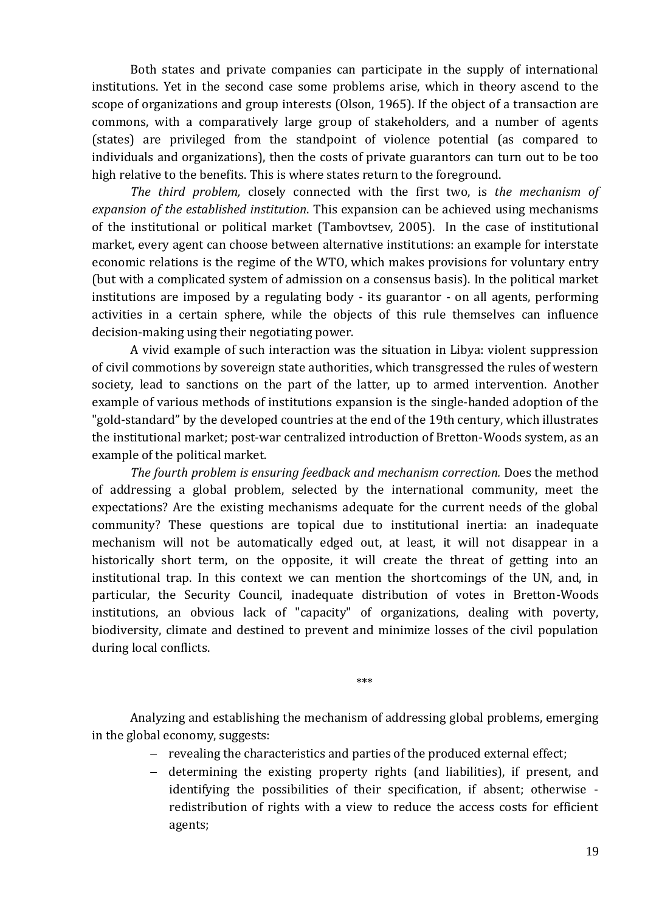Both states and private companies can participate in the supply of international institutions. Yet in the second case some problems arise, which in theory ascend to the scope of organizations and group interests (Olson, 1965). If the object of a transaction are commons, with a comparatively large group of stakeholders, and a number of agents (states) are privileged from the standpoint of violence potential (as compared to individuals and organizations), then the costs of private guarantors can turn out to be too high relative to the benefits. This is where states return to the foreground.

*The third problem,* closely connected with the first two, is *the mechanism of expansion of the established institution*. This expansion can be achieved using mechanisms of the institutional or political market (Tambovtsev, 2005). In the case of institutional market, every agent can choose between alternative institutions: an example for interstate economic relations is the regime of the WTO, which makes provisions for voluntary entry (but with a complicated system of admission on a consensus basis). In the political market institutions are imposed by a regulating body - its guarantor - on all agents, performing activities in a certain sphere, while the objects of this rule themselves can influence decision-making using their negotiating power.

A vivid example of such interaction was the situation in Libya: violent suppression of civil commotions by sovereign state authorities, which transgressed the rules of western society, lead to sanctions on the part of the latter, up to armed intervention. Another example of various methods of institutions expansion is the single-handed adoption of the "gold-standard" by the developed countries at the end of the 19th century, which illustrates the institutional market; post-war centralized introduction of Bretton-Woods system, as an example of the political market.

*The fourth problem is ensuring feedback and mechanism correction.* Does the method of addressing a global problem, selected by the international community, meet the expectations? Are the existing mechanisms adequate for the current needs of the global community? These questions are topical due to institutional inertia: an inadequate mechanism will not be automatically edged out, at least, it will not disappear in a historically short term, on the opposite, it will create the threat of getting into an institutional trap. In this context we can mention the shortcomings of the UN, and, in particular, the Security Council, inadequate distribution of votes in Bretton-Woods institutions, an obvious lack of "capacity" of organizations, dealing with poverty, biodiversity, climate and destined to prevent and minimize losses of the civil population during local conflicts.

\*\*\*

Analyzing and establishing the mechanism of addressing global problems, emerging in the global economy, suggests:

- revealing the characteristics and parties of the produced external effect;
- determining the existing property rights (and liabilities), if present, and identifying the possibilities of their specification, if absent; otherwise - redistribution of rights with a view to reduce the access costs for efficient agents;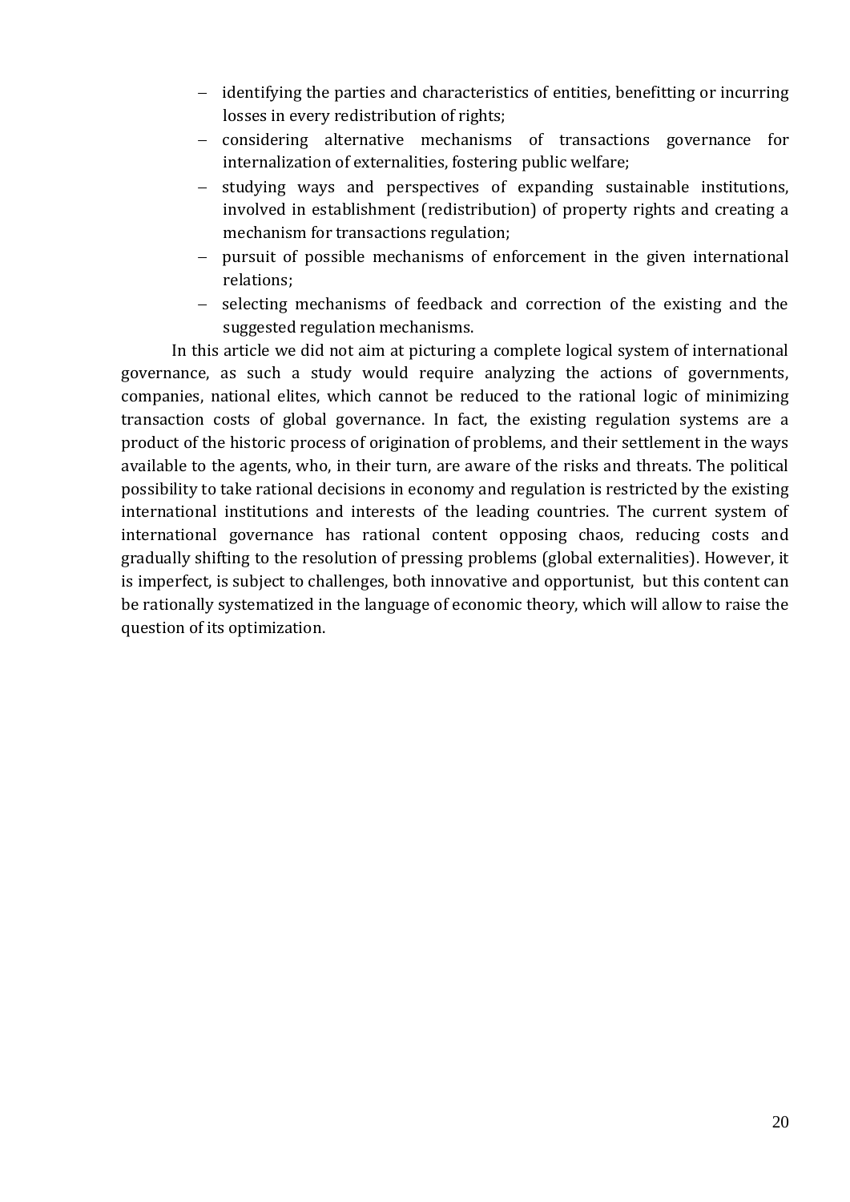- identifying the parties and characteristics of entities, benefitting or incurring losses in every redistribution of rights;
- considering alternative mechanisms of transactions governance for internalization of externalities, fostering public welfare;
- studying ways and perspectives of expanding sustainable institutions, involved in establishment (redistribution) of property rights and creating a mechanism for transactions regulation;
- pursuit of possible mechanisms of enforcement in the given international relations;
- selecting mechanisms of feedback and correction of the existing and the suggested regulation mechanisms.

In this article we did not aim at picturing a complete logical system of international governance, as such a study would require analyzing the actions of governments, companies, national elites, which cannot be reduced to the rational logic of minimizing transaction costs of global governance. In fact, the existing regulation systems are a product of the historic process of origination of problems, and their settlement in the ways available to the agents, who, in their turn, are aware of the risks and threats. The political possibility to take rational decisions in economy and regulation is restricted by the existing international institutions and interests of the leading countries. The current system of international governance has rational content opposing chaos, reducing costs and gradually shifting to the resolution of pressing problems (global externalities). However, it is imperfect, is subject to challenges, both innovative and opportunist, but this content can be rationally systematized in the language of economic theory, which will allow to raise the question of its optimization.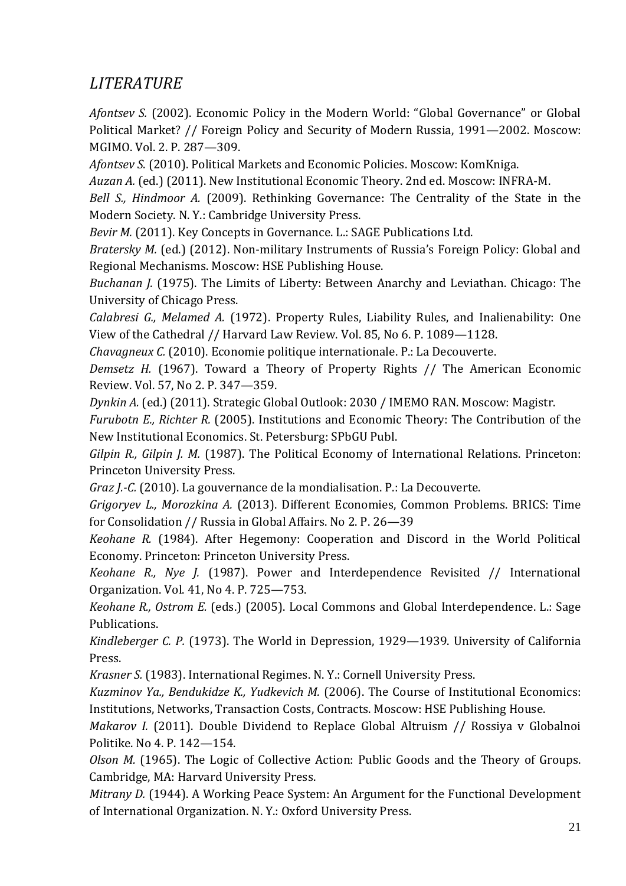## *LITERATURE*

*Afontsev S.* (2002). Economic Policy in the Modern World: “Global Governance” or Global Political Market? // Foreign Policy and Security of Modern Russia, 1991—2002. Moscow: MGIMO. Vol. 2. P. 287—309.

*Afontsev S.* (2010). Political Markets and Economic Policies. Moscow: KomKniga.

*Auzan A.* (ed.) (2011). New Institutional Economic Theory. 2nd ed. Moscow: INFRA-M.

*Bell S., Hindmoor A.* (2009). Rethinking Governance: The Centrality of the State in the Modern Society. N. Y.: Cambridge University Press.

*Bevir M.* (2011). Key Concepts in Governance. L.: SAGE Publications Ltd.

*Bratersky M.* (ed.) (2012). Non-military Instruments of Russia’s Foreign Policy: Global and Regional Mechanisms. Moscow: HSE Publishing House.

*Buchanan J.* (1975). The Limits of Liberty: Between Anarchy and Leviathan. Chicago: The University of Chicago Press.

*Calabresi G., Melamed A.* (1972). Property Rules, Liability Rules, and Inalienability: One View of the Cathedral // Harvard Law Review. Vol. 85, No 6. P. 1089—1128.

*Chavagneux C.* (2010). Economie politique internationale. P.: La Decouverte.

*Demsetz H.* (1967). Toward a Theory of Property Rights // The American Economic Review. Vol. 57, No 2. P. 347—359.

*Dynkin A.* (ed.) (2011). Strategic Global Outlook: 2030 / IMEMO RAN. Moscow: Magistr.

*Furubotn E., Richter R.* (2005). Institutions and Economic Theory: The Contribution of the New Institutional Economics. St. Petersburg: SPbGU Publ.

*Gilpin R., Gilpin J. M.* (1987). The Political Economy of International Relations. Princeton: Princeton University Press.

*Graz J.-C.* (2010). La gouvernance de la mondialisation. P.: La Decouverte.

*Grigoryev L., Morozkina A.* (2013). Different Economies, Common Problems. BRICS: Time for Consolidation // Russia in Global Affairs. No 2. P. 26—39

*Keohane R.* (1984). After Hegemony: Cooperation and Discord in the World Political Economy. Princeton: Princeton University Press.

*Keohane R., Nye J.* (1987). Power and Interdependence Revisited // International Organization. Vol. 41, No 4. P. 725—753.

*Keohane R., Ostrom E.* (eds.) (2005). Local Commons and Global Interdependence. L.: Sage Publications.

*Kindleberger C. P.* (1973). The World in Depression, 1929—1939. University of California Press.

*Krasner S.* (1983). International Regimes. N. Y.: Cornell University Press.

*Kuzminov Ya., Bendukidze K., Yudkevich M.* (2006). The Course of Institutional Economics: Institutions, Networks, Transaction Costs, Contracts. Moscow: HSE Publishing House.

*Makarov I.* (2011). Double Dividend to Replace Global Altruism // Rossiya v Globalnoi Politike. No 4. P. 142—154.

*Olson M.* (1965). The Logic of Collective Action: Public Goods and the Theory of Groups. Cambridge, MA: Harvard University Press.

*Mitrany D.* (1944). A Working Peace System: An Argument for the Functional Development of International Organization. N. Y.: Oxford University Press.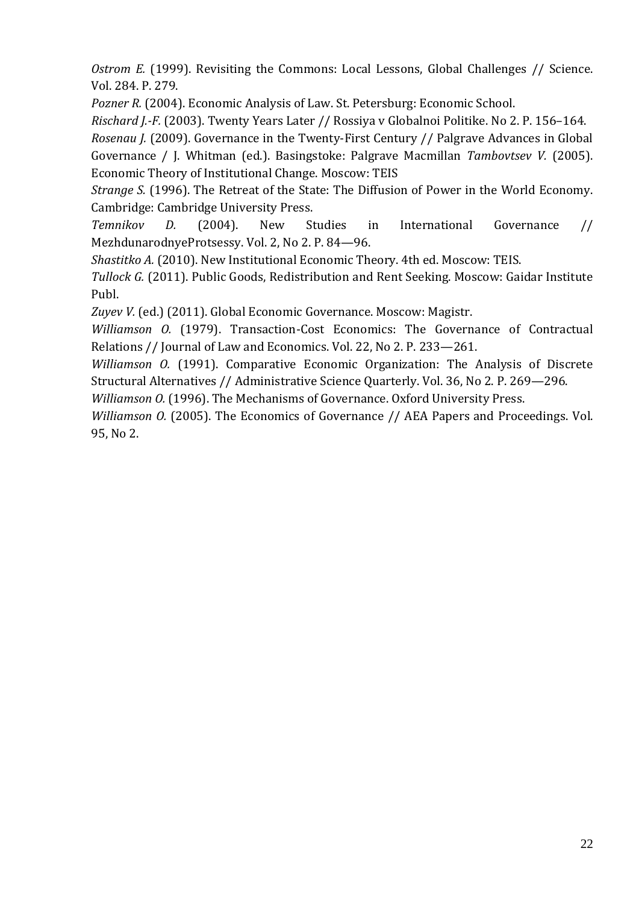*Ostrom E.* (1999). Revisiting the Commons: Local Lessons, Global Challenges // Science. Vol. 284. P. 279.

*Pozner R.* (2004). Economic Analysis of Law. St. Petersburg: Economic School.

*Rischard J.-F.* (2003). Twenty Years Later // Rossiya v Globalnoi Politike. No 2. P. 156–164.

*Rosenau J.* (2009). Governance in the Twenty-First Century // Palgrave Advances in Global Governance / J. Whitman (ed.). Basingstoke: Palgrave Macmillan *Tambovtsev V.* (2005). Economic Theory of Institutional Change. Moscow: TEIS

*Strange S.* (1996). The Retreat of the State: The Diffusion of Power in the World Economy. Cambridge: Cambridge University Press.

*Temnikov D.* (2004). New Studies in International Governance // MezhdunarodnyeProtsessy. Vol. 2, No 2. P. 84—96.

*Shastitko A.* (2010). New Institutional Economic Theory. 4th ed. Moscow: TEIS.

*Tullock G.* (2011). Public Goods, Redistribution and Rent Seeking. Moscow: Gaidar Institute Publ.

*Zuyev V.* (ed.) (2011). Global Economic Governance. Moscow: Magistr.

*Williamson O.* (1979). Transaction-Cost Economics: The Governance of Contractual Relations // Journal of Law and Economics. Vol. 22, No 2. P. 233—261.

*Williamson O.* (1991). Comparative Economic Organization: The Analysis of Discrete Structural Alternatives // Administrative Science Quarterly. Vol. 36, No 2. P. 269—296.

*Williamson O.* (1996). The Mechanisms of Governance. Oxford University Press.

*Williamson O.* (2005). The Economics of Governance // AEA Papers and Proceedings. Vol. 95, No 2.